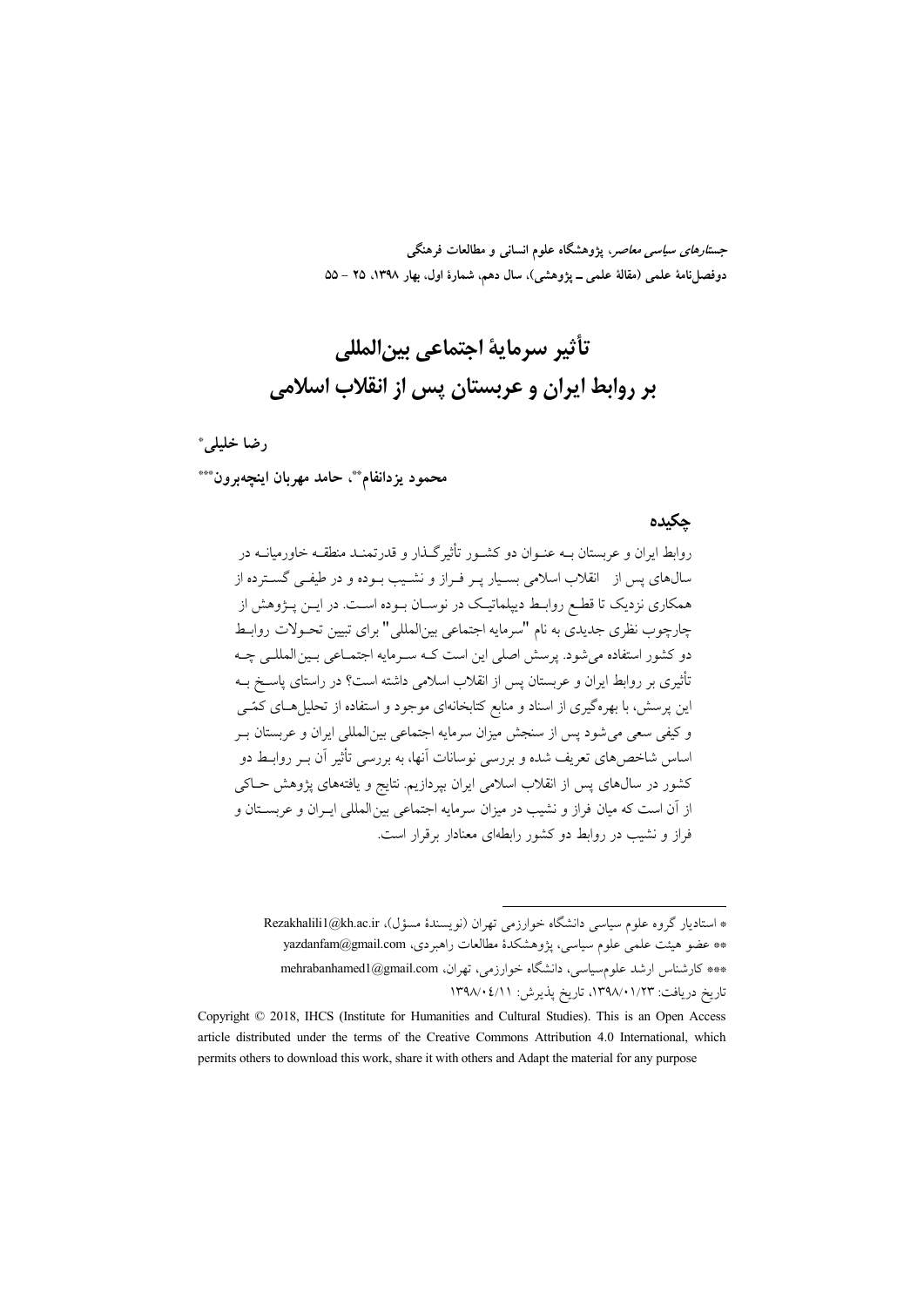*جستارهای سیاسی معاصر*، پژوهشگاه علوم انسانی و مطالعات فرهنگی
دوفصل‌نامهٔ علمی (مقالهٔ علمی ـ پژوهشی)، سال دهم، شمارهٔ اول، بهار ۱۳۹۸، ۲۵ – ۵۵

# تأثیر سرمایهٔ اجتماعی بین‌المللی بر روابط ایران و عربستان پس از انقلاب اسلامی

**رضا خلیلی***

**محمود یزدانفام****، **حامد مهربان اینچه‌برون*****

## چکیده

روابط ایران و عربستان به عنوان دو کشور تأثیرگذار و قدرتمند منطقه خاورمیانه در سال‌های پس از انقلاب اسلامی بسیار پر فراز و نشیب بوده و در طیفی گسترده از همکاری نزدیک تا قطع روابط دیپلماتیک در نوسان بوده است. در این پژوهش از چارچوب نظری جدیدی به نام "سرمایه اجتماعی بین‌المللی" برای تبیین تحولات روابط دو کشور استفاده می‌شود. پرسش اصلی این است که سرمایه اجتماعی بین‌المللی چه تأثیری بر روابط ایران و عربستان پس از انقلاب اسلامی داشته است؟ در راستای پاسخ به این پرسش، با بهره‌گیری از اسناد و منابع کتابخانه‌ای موجود و استفاده از تحلیل‌های کمّی و کیفی سعی می‌شود پس از سنجش میزان سرمایه اجتماعی بین‌المللی ایران و عربستان بر اساس شاخص‌های تعریف شده و بررسی نوسانات آنها، به بررسی تأثیر آن بر روابط دو کشور در سال‌های پس از انقلاب اسلامی ایران بپردازیم. نتایج و یافته‌های پژوهش حاکی از آن است که میان فراز و نشیب در میزان سرمایه اجتماعی بین‌المللی ایران و عربستان و فراز و نشیب در روابط دو کشور رابطه‌ای معنادار برقرار است.

---

* استادیار گروه علوم سیاسی دانشگاه خوارزمی تهران (نویسندهٔ مسؤل)، Rezakhalili1@kh.ac.ir

** عضو هیئت علمی علوم سیاسی، پژوهشکدهٔ مطالعات راهبردی، yazdanfam@gmail.com

*** کارشناس ارشد علوم‌سیاسی، دانشگاه خوارزمی، تهران، mehrabanhamed1@gmail.com

تاریخ دریافت: ۱۳۹۸/۰۱/۲۳، تاریخ پذیرش: ۱۳۹۸/۰۴/۱۱

Copyright © 2018, IHCS (Institute for Humanities and Cultural Studies). This is an Open Access article distributed under the terms of the Creative Commons Attribution 4.0 International, which permits others to download this work, share it with others and Adapt the material for any purpose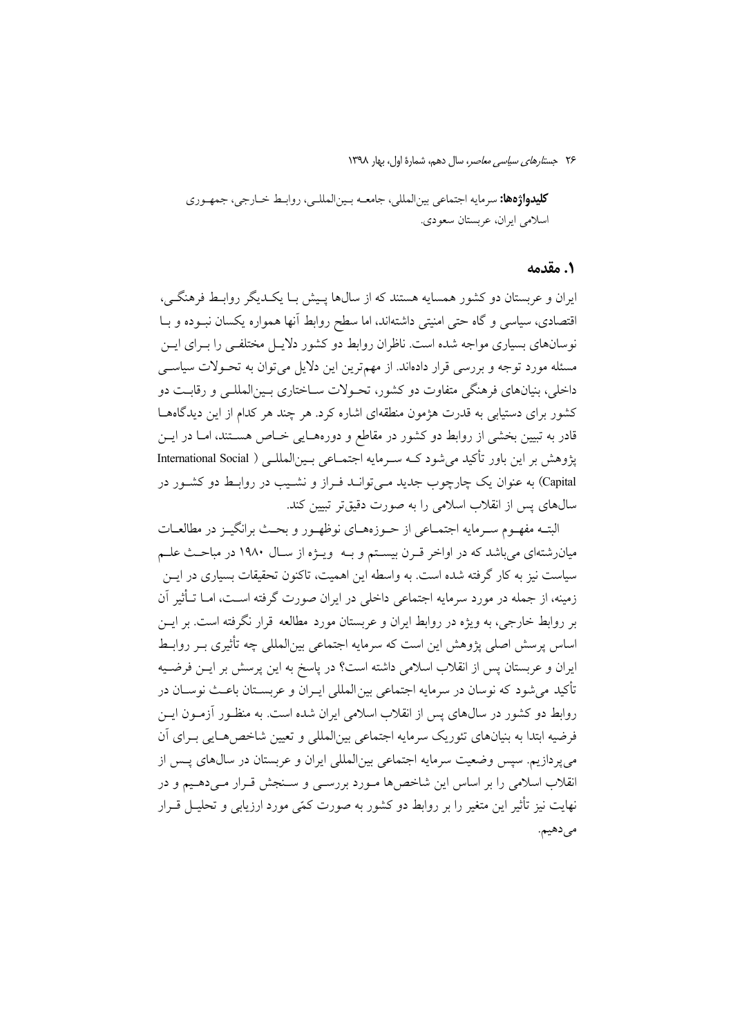**کلیدواژه‌ها:** سرمایه اجتماعی بین‌المللی، جامعه بین‌المللی، روابط خارجی، جمهوری اسلامی ایران، عربستان سعودی.

## ۱. مقدمه

ایران و عربستان دو کشور همسایه هستند که از سال‌ها پیش با یکدیگر روابط فرهنگی، اقتصادی، سیاسی و گاه حتی امنیتی داشته‌اند، اما سطح روابط آنها همواره یکسان نبوده و با نوسان‌های بسیاری مواجه شده است. ناظران روابط دو کشور دلایل مختلفی را برای این مسئله مورد توجه و بررسی قرار داده‌اند. از مهم‌ترین این دلایل می‌توان به تحولات سیاسی داخلی، بنیان‌های فرهنگی متفاوت دو کشور، تحولات ساختاری بین‌المللی و رقابت دو کشور برای دستیابی به قدرت هژمون منطقه‌ای اشاره کرد. هر چند هر کدام از این دیدگاه‌ها قادر به تبیین بخشی از روابط دو کشور در مقاطع و دوره‌هایی خاص هستند، اما در این پژوهش بر این باور تأکید می‌شود که سرمایه اجتماعی بین‌المللی ( International Social Capital) به عنوان یک چارچوب جدید می‌تواند فراز و نشیب در روابط دو کشور در سال‌های پس از انقلاب اسلامی را به صورت دقیق‌تر تبیین کند.

البته مفهوم سرمایه اجتماعی از حوزه‌های نوظهور و بحث برانگیز در مطالعات میان‌رشته‌ای می‌باشد که در اواخر قرن بیستم و به ویژه از سال ۱۹۸۰ در مباحث علم سیاست نیز به کار گرفته شده است. به واسطه این اهمیت، تاکنون تحقیقات بسیاری در این زمینه، از جمله در مورد سرمایه اجتماعی داخلی در ایران صورت گرفته است، اما تأثیر آن بر روابط خارجی، به ویژه در روابط ایران و عربستان مورد مطالعه قرار نگرفته است. بر این اساس پرسش اصلی پژوهش این است که سرمایه اجتماعی بین‌المللی چه تأثیری بر روابط ایران و عربستان پس از انقلاب اسلامی داشته است؟ در پاسخ به این پرسش بر این فرضیه تأکید می‌شود که نوسان در سرمایه اجتماعی بین المللی ایران و عربستان باعث نوسان در روابط دو کشور در سال‌های پس از انقلاب اسلامی ایران شده است. به منظور آزمون این فرضیه ابتدا به بنیان‌های تئوریک سرمایه اجتماعی بین‌المللی و تعیین شاخص‌هایی برای آن می‌پردازیم. سپس وضعیت سرمایه اجتماعی بین‌المللی ایران و عربستان در سال‌های پس از انقلاب اسلامی را بر اساس این شاخص‌ها مورد بررسی و سنجش قرار می‌دهیم و در نهایت نیز تأثیر این متغیر را بر روابط دو کشور به صورت کمّی مورد ارزیابی و تحلیل قرار می‌دهیم.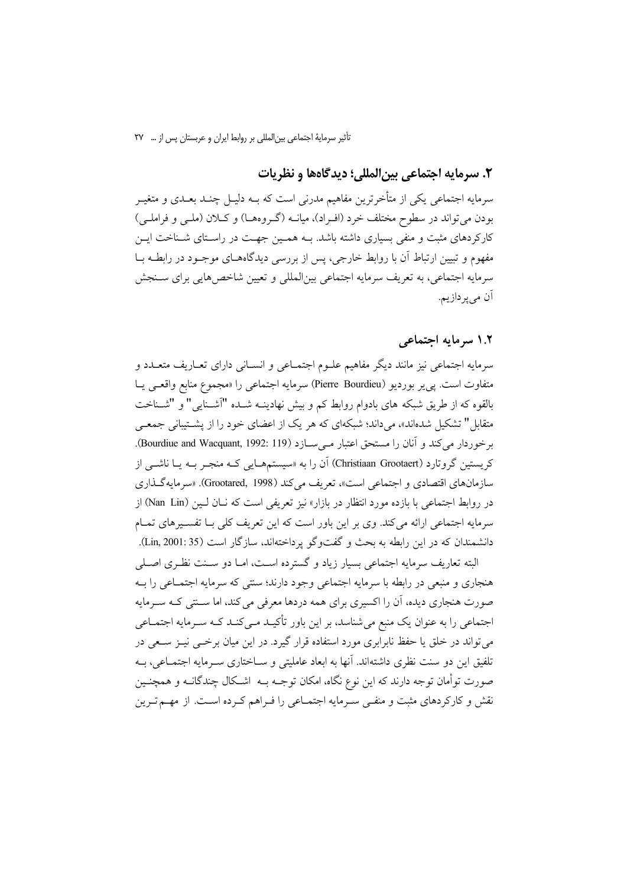## ۲. سرمایه اجتماعی بین‌المللی؛ دیدگاه‌ها و نظریات

سرمایه اجتماعی یکی از متأخرترین مفاهیم مدرنی است که به دلیل چند بعدی و متغیر بودن می‌تواند در سطوح مختلف خرد (افراد)، میانه (گروه‌ها) و کلان (ملی و فراملی) کارکردهای مثبت و منفی بسیاری داشته باشد. به همین جهت در راستای شناخت این مفهوم و تبیین ارتباط آن با روابط خارجی، پس از بررسی دیدگاه‌های موجود در رابطه با سرمایه اجتماعی، به تعریف سرمایه اجتماعی بین‌المللی و تعیین شاخص‌هایی برای سنجش آن می‌پردازیم.

### ۱.۲ سرمایه اجتماعی

سرمایه اجتماعی نیز مانند دیگر مفاهیم علوم اجتماعی و انسانی دارای تعاریف متعدد و متفاوت است. پی‌یر بوردیو (Pierre Bourdieu) سرمایه اجتماعی را «مجموع منابع واقعی یا بالقوه که از طریق شبکه های بادوام روابط کم و بیش نهادینه شده "آشنایی" و "شناخت متقابل" تشکیل شده‌اند»، می‌داند؛ شبکه‌ای که هر یک از اعضای خود را از پشتیبانی جمعی برخوردار می‌کند و آنان را مستحق اعتبار می‌سازد (Bourdiue and Wacquant, 1992: 119). کریستین گروتارد (Christiaan Grootaert) آن را به «سیستم‌هایی که منجر به یا ناشی از سازمان‌های اقتصادی و اجتماعی است»، تعریف می‌کند (Grootared, 1998). «سرمایه‌گذاری در روابط اجتماعی با بازده مورد انتظار در بازار» نیز تعریفی است که نان لین (Nan Lin) از سرمایه اجتماعی ارائه می‌کند. وی بر این باور است که این تعریف کلی با تفسیرهای تمام دانشمندان که در این رابطه به بحث و گفت‌وگو پرداخته‌اند، سازگار است (Lin, 2001: 35).

البته تعاریف سرمایه اجتماعی بسیار زیاد و گسترده است، اما دو سنت نظری اصلی هنجاری و منبعی در رابطه با سرمایه اجتماعی وجود دارند؛ سنتی که سرمایه اجتماعی را به صورت هنجاری دیده، آن را اکسیری برای همه دردها معرفی می‌کند، اما سنتی که سرمایه اجتماعی را به عنوان یک منبع می‌شناسد، بر این باور تأکید می‌کند که سرمایه اجتماعی می‌تواند در خلق یا حفظ نابرابری مورد استفاده قرار گیرد. در این میان برخی نیز سعی در تلفیق این دو سنت نظری داشته‌اند. آنها به ابعاد عاملیتی و ساختاری سرمایه اجتماعی، به صورت توأمان توجه دارند که این نوع نگاه، امکان توجه به اشکال چندگانه و همچنین نقش و کارکردهای مثبت و منفی سرمایه اجتماعی را فراهم کرده است. از مهم‌ترین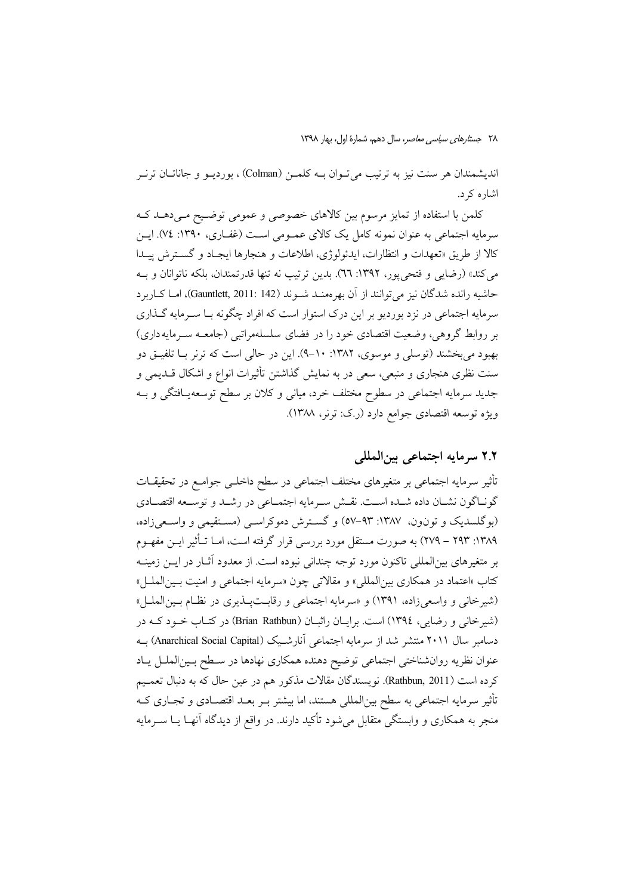اندیشمندان هر سنت نیز به ترتیب می‌توان به کلمن (Colman) ، بوردیو و جاناتان ترنر اشاره کرد.

کلمن با استفاده از تمایز مرسوم بین کالاهای خصوصی و عمومی توضیح می‌دهد که سرمایه اجتماعی به عنوان نمونه کامل یک کالای عمومی است (غفاری، ۱۳۹۰: ۷٤). این کالا از طریق «تعهدات و انتظارات، ایدئولوژی، اطلاعات و هنجارها ایجاد و گسترش پیدا می‌کند» (رضایی و فتحی‌پور، ۱۳۹۲: ٦٦). بدین ترتیب نه تنها قدرتمندان، بلکه ناتوانان و به حاشیه رانده شدگان نیز می‌توانند از آن بهره‌مند شوند (Gauntlett, 2011: 142)، اما کاربرد سرمایه اجتماعی در نزد بوردیو بر این درک استوار است که افراد چگونه با سرمایه گذاری بر روابط گروهی، وضعیت اقتصادی خود را در فضای سلسله‌مراتبی (جامعه سرمایه‌داری) بهبود می‌بخشند (توسلی و موسوی، ۱۳۸۲: ۱۰-۹). این در حالی است که ترنر با تلفیق دو سنت نظری هنجاری و منبعی، سعی در به نمایش گذاشتن تأثیرات انواع و اشکال قدیمی و جدید سرمایه اجتماعی در سطوح مختلف خرد، میانی و کلان بر سطح توسعه‌یافتگی و به ویژه توسعه اقتصادی جوامع دارد (ر.ک: ترنر، ۱۳۸۸).

## ۲.۲ سرمایه اجتماعی بین‌المللی

تأثیر سرمایه اجتماعی بر متغیرهای مختلف اجتماعی در سطح داخلی جوامع در تحقیقات گوناگون نشان داده شده است. نقش سرمایه اجتماعی در رشد و توسعه اقتصادی (بوگلسدیک و تون‌ون، ۱۳۸۷: ۹۳-۵۷) و گسترش دموکراسی (مستقیمی و واسعی‌زاده، ۱۳۸۹: ۲۹۳ - ۲۷۹) به صورت مستقل مورد بررسی قرار گرفته است، اما تأثیر این مفهوم بر متغیرهای بین‌المللی تاکنون مورد توجه چندانی نبوده است. از معدود آثار در این زمینه کتاب «اعتماد در همکاری بین‌المللی» و مقالاتی چون «سرمایه اجتماعی و امنیت بین‌الملل» (شیرخانی و واسعی‌زاده، ۱۳۹۱) و «سرمایه اجتماعی و رقابت‌پذیری در نظام بین‌الملل» (شیرخانی و رضایی، ۱۳۹٤) است. برایان راثبان (Brian Rathbun) در کتاب خود که در دسامبر سال ۲۰۱۱ منتشر شد از سرمایه اجتماعی آنارشیک (Anarchical Social Capital) به عنوان نظریه روان‌شناختی اجتماعی توضیح دهنده همکاری نهادها در سطح بین‌الملل یاد کرده است (Rathbun, 2011). نویسندگان مقالات مذکور هم در عین حال که به دنبال تعمیم تأثیر سرمایه اجتماعی به سطح بین‌المللی هستند، اما بیشتر بر بعد اقتصادی و تجاری که منجر به همکاری و وابستگی متقابل می‌شود تأکید دارند. در واقع از دیدگاه آنها یا سرمایه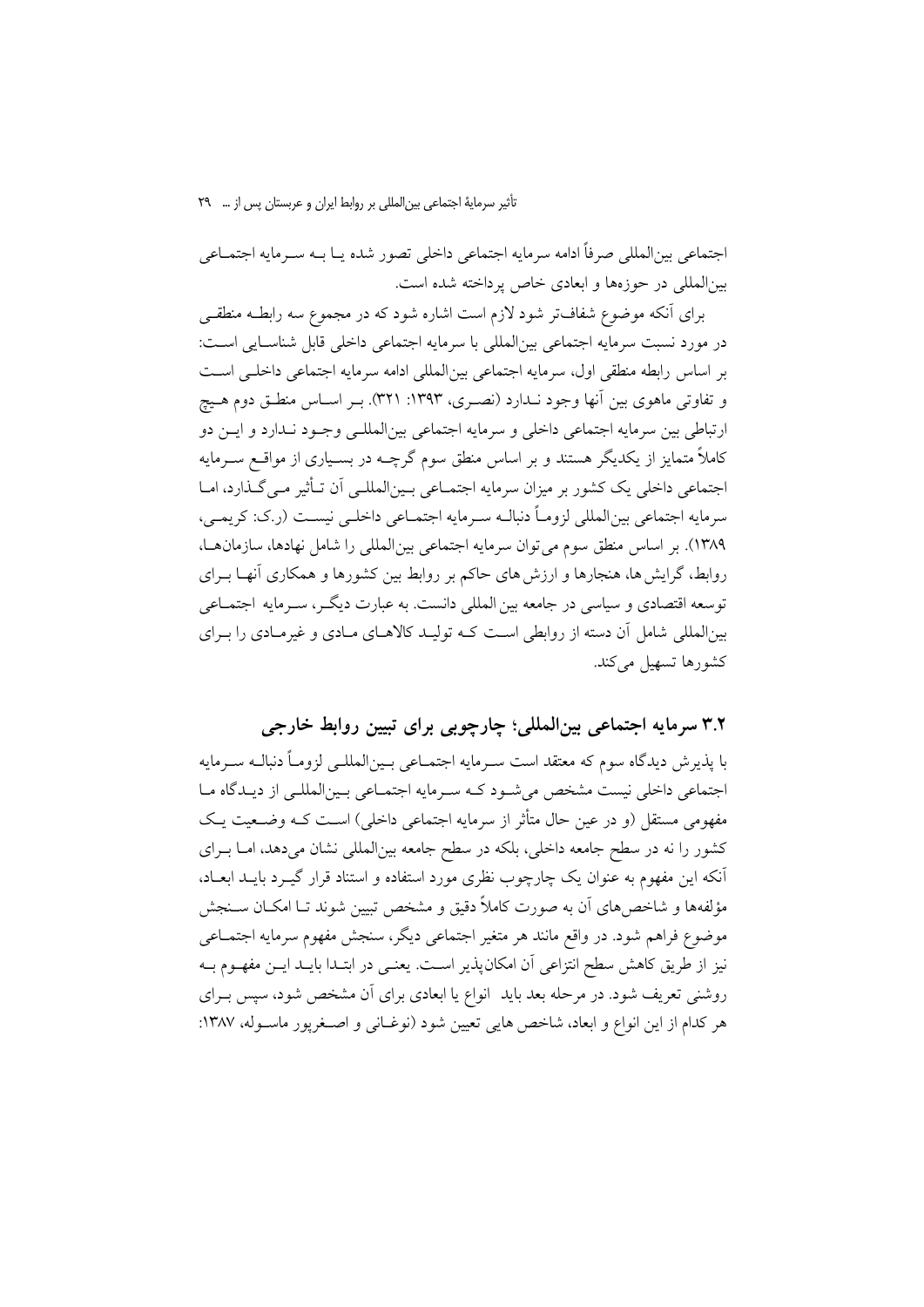اجتماعی بین‌المللی صرفاً ادامه سرمایه اجتماعی داخلی تصور شده یا به سرمایه اجتماعی بین‌المللی در حوزه‌ها و ابعادی خاص پرداخته شده است.

برای آنکه موضوع شفاف‌تر شود لازم است اشاره شود که در مجموع سه رابطه منطقی در مورد نسبت سرمایه اجتماعی بین‌المللی با سرمایه اجتماعی داخلی قابل شناسایی است: بر اساس رابطه منطقی اول، سرمایه اجتماعی بین‌المللی ادامه سرمایه اجتماعی داخلی است و تفاوتی ماهوی بین آنها وجود ندارد (نصری، ۱۳۹۳: ۳۲۱). بر اساس منطق دوم هیچ ارتباطی بین سرمایه اجتماعی داخلی و سرمایه اجتماعی بین‌المللی وجود ندارد و این دو کاملاً متمایز از یکدیگر هستند و بر اساس منطق سوم گرچه در بسیاری از مواقع سرمایه اجتماعی داخلی یک کشور بر میزان سرمایه اجتماعی بین‌المللی آن تأثیر می‌گذارد، اما سرمایه اجتماعی بین‌المللی لزوماً دنباله سرمایه اجتماعی داخلی نیست (ر.ک: کریمی، ۱۳۸۹). بر اساس منطق سوم می‌توان سرمایه اجتماعی بین‌المللی را شامل نهادها، سازمان‌ها، روابط، گرایش‌ها، هنجارها و ارزش‌های حاکم بر روابط بین کشورها و همکاری آنها برای توسعه اقتصادی و سیاسی در جامعه بین‌المللی دانست. به عبارت دیگر، سرمایه اجتماعی بین‌المللی شامل آن دسته از روابطی است که تولید کالاهای مادی و غیرمادی را برای کشورها تسهیل می‌کند.

## ۳.۲ سرمایه اجتماعی بین‌المللی؛ چارچوبی برای تبیین روابط خارجی

با پذیرش دیدگاه سوم که معتقد است سرمایه اجتماعی بین‌المللی لزوماً دنباله سرمایه اجتماعی داخلی نیست مشخص می‌شود که سرمایه اجتماعی بین‌المللی از دیدگاه ما مفهومی مستقل (و در عین حال متأثر از سرمایه اجتماعی داخلی) است که وضعیت یک کشور را نه در سطح جامعه داخلی، بلکه در سطح جامعه بین‌المللی نشان می‌دهد، اما برای آنکه این مفهوم به عنوان یک چارچوب نظری مورد استفاده و استناد قرار گیرد باید ابعاد، مؤلفه‌ها و شاخص‌های آن به صورت کاملاً دقیق و مشخص تبیین شوند تا امکان سنجش موضوع فراهم شود. در واقع مانند هر متغیر اجتماعی دیگر، سنجش مفهوم سرمایه اجتماعی نیز از طریق کاهش سطح انتزاعی آن امکان‌پذیر است. یعنی در ابتدا باید این مفهوم به روشنی تعریف شود. در مرحله بعد باید انواع یا ابعادی برای آن مشخص شود، سپس برای هر کدام از این انواع و ابعاد، شاخص هایی تعیین شود (نوغانی و اصغرپور ماسوله، ۱۳۸۷: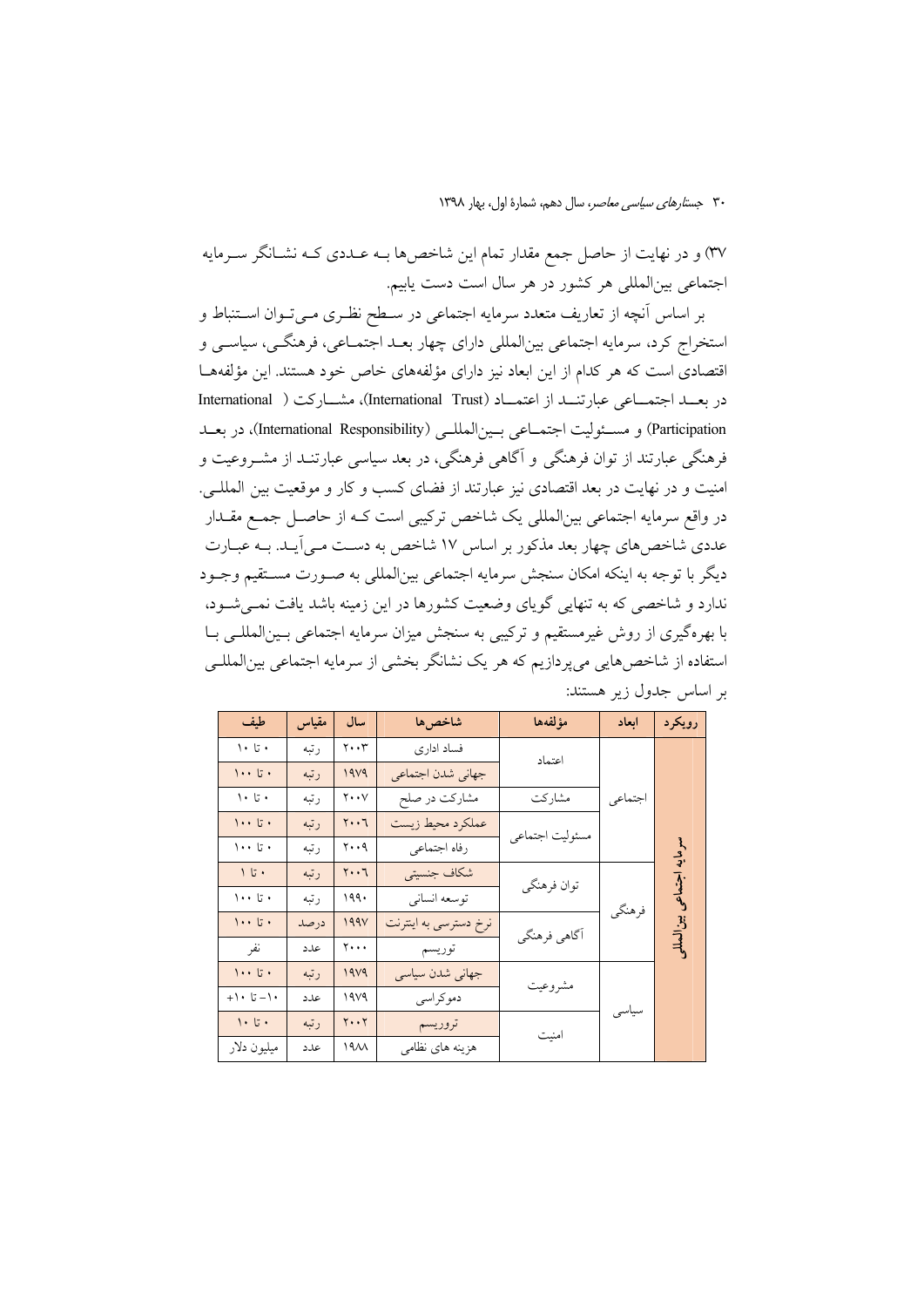۳۷) و در نهایت از حاصل جمع مقدار تمام این شاخص‌ها بـه عـددی کـه نشـانگر سـرمایه اجتماعی بین‌المللی هر کشور در هر سال است دست یابیم.

بر اساس آنچه از تعاریف متعدد سرمایه اجتماعی در سـطح نظـری مـی‌تـوان اسـتنباط و استخراج کرد، سرمایه اجتماعی بین‌المللی دارای چهار بعـد اجتمـاعی، فرهنگـی، سیاسـی و اقتصادی است که هر کدام از این ابعاد نیز دارای مؤلفه‌های خاص خود هستند. این مؤلفه‌هـا در بعـد اجتمـاعی عبارتنـد از اعتمـاد (International Trust)، مشـارکت (International Participation) و مسـئولیت اجتمـاعی بـین‌المللـی (International Responsibility)، در بعـد فرهنگی عبارتند از توان فرهنگی و آگاهی فرهنگی، در بعد سیاسی عبارتنـد از مشـروعیت و امنیت و در نهایت در بعد اقتصادی نیز عبارتند از فضای کسب و کار و موقعیت بین المللـی. در واقع سرمایه اجتماعی بین‌المللی یک شاخص ترکیبی است کـه از حاصـل جمـع مقـدار عددی شاخص‌های چهار بعد مذکور بر اساس ۱۷ شاخص به دسـت مـی‌آیـد. بـه عبـارت دیگر با توجه به اینکه امکان سنجش سرمایه اجتماعی بین‌المللی به صـورت مسـتقیم وجـود ندارد و شاخصی که به تنهایی گویای وضعیت کشورها در این زمینه باشد یافت نمـی‌شـود، با بهره‌گیری از روش غیرمستقیم و ترکیبی به سنجش میزان سرمایه اجتماعی بـین‌المللـی بـا استفاده از شاخص‌هایی می‌پردازیم که هر یک نشانگر بخشی از سرمایه اجتماعی بین‌المللـی بر اساس جدول زیر هستند:

| رویکرد | ابعاد | مؤلفه‌ها | شاخص‌ها | سال | مقیاس | طیف |
|---|---|---|---|---|---|---|
| سرمایه اجتماعی بین‌المللی | اجتماعی | اعتماد | فساد اداری | ۲۰۰۳ | رتبه | ۰ تا ۱۰ |
| | | | جهانی شدن اجتماعی | ۱۹۷۹ | رتبه | ۰ تا ۱۰۰ |
| | | مشارکت | مشارکت در صلح | ۲۰۰۷ | رتبه | ۰ تا ۱۰ |
| | | مسئولیت اجتماعی | عملکرد محیط زیست | ۲۰۰۶ | رتبه | ۰ تا ۱۰۰ |
| | | | رفاه اجتماعی | ۲۰۰۹ | رتبه | ۰ تا ۱۰۰ |
| | فرهنگی | توان فرهنگی | شکاف جنسیتی | ۲۰۰۶ | رتبه | ۰ تا ۱ |
| | | | توسعه انسانی | ۱۹۹۰ | رتبه | ۰ تا ۱۰۰ |
| | | آگاهی فرهنگی | نرخ دسترسی به اینترنت | ۱۹۹۷ | درصد | ۰ تا ۱۰۰ |
| | | | توریسم | ۲۰۰۰ | عدد | نفر |
| | سیاسی | مشروعیت | جهانی شدن سیاسی | ۱۹۷۹ | رتبه | ۰ تا ۱۰۰ |
| | | | دموکراسی | ۱۹۷۹ | عدد | ۱۰- تا ۱۰+ |
| | | امنیت | تروریسم | ۲۰۰۲ | رتبه | ۰ تا ۱۰ |
| | | | هزینه های نظامی | ۱۹۸۸ | عدد | میلیون دلار |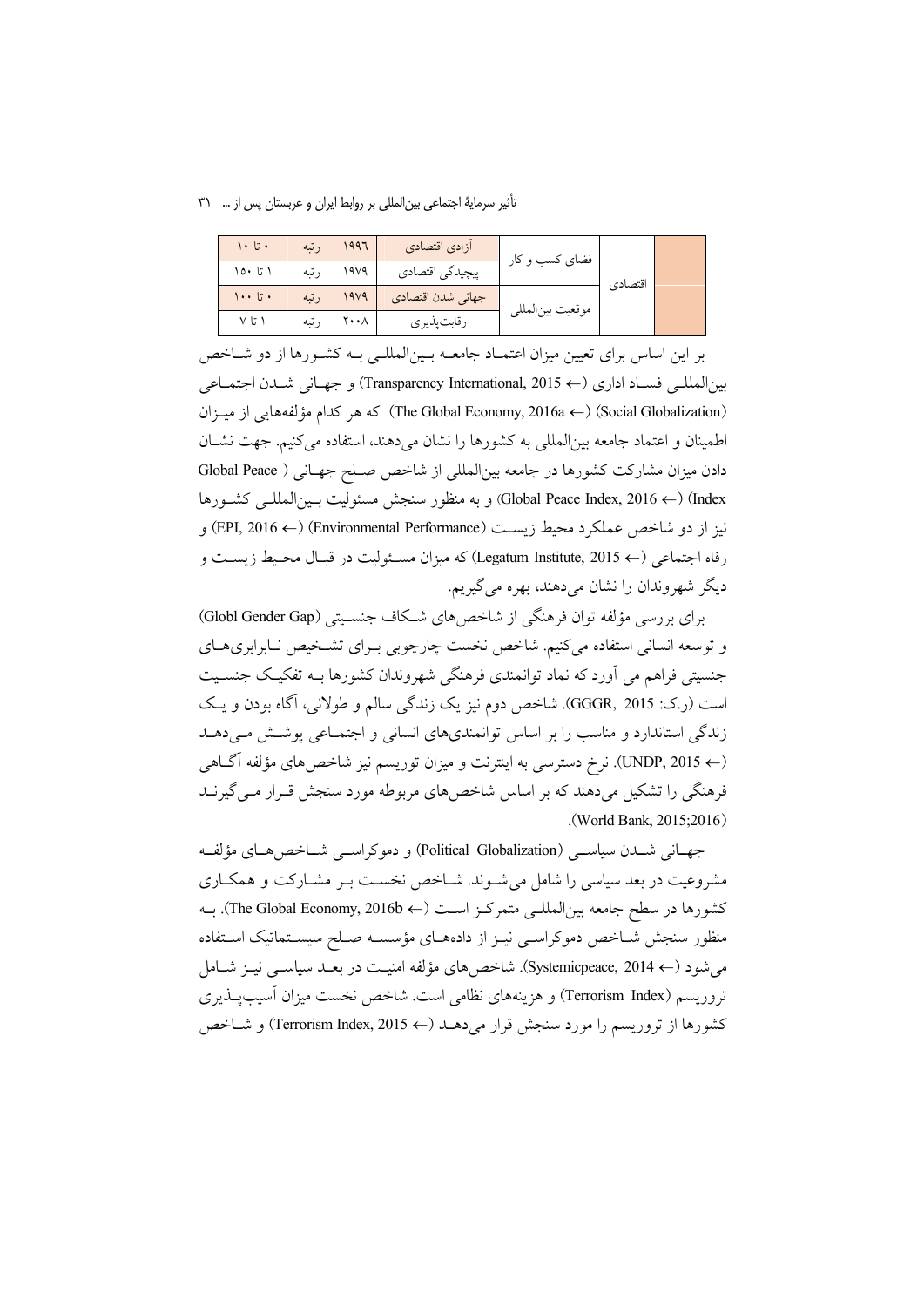| | | | | | |
|---|---|---|---|---|---|
| | اقتصادی | فضای کسب و کار | آزادی اقتصادی | ۱۹۹۶ | رتبه | ۰ تا ۱۰ |
| | | | پیچیدگی اقتصادی | ۱۹۷۹ | رتبه | ۱ تا ۱۵۰ |
| | | موقعیت بین‌المللی | جهانی شدن اقتصادی | ۱۹۷۹ | رتبه | ۰ تا ۱۰۰ |
| | | | رقابت‌پذیری | ۲۰۰۸ | رتبه | ۱ تا ۷ |

بر این اساس برای تعیین میزان اعتماد جامعه بین‌المللی به کشورها از دو شاخص بین‌المللی فساد اداری (→ Transparency International, 2015) و جهانی شدن اجتماعی (Social Globalization) (→ The Global Economy, 2016a) که هر کدام مؤلفه‌هایی از میزان اطمینان و اعتماد جامعه بین‌المللی به کشورها را نشان می‌دهند، استفاده می‌کنیم. جهت نشان دادن میزان مشارکت کشورها در جامعه بین‌المللی از شاخص صلح جهانی ( Global Peace Index) (→ Global Peace Index, 2016) و به منظور سنجش مسئولیت بین‌المللی کشورها نیز از دو شاخص عملکرد محیط زیست (Environmental Performance) (→ EPI, 2016) و رفاه اجتماعی (→ Legatum Institute, 2015) که میزان مسئولیت در قبال محیط زیست و دیگر شهروندان را نشان می‌دهند، بهره می‌گیریم.

برای بررسی مؤلفه توان فرهنگی از شاخص‌های شکاف جنسیتی (Globl Gender Gap) و توسعه انسانی استفاده می‌کنیم. شاخص نخست چارچوبی برای تشخیص نابرابری‌های جنسیتی فراهم می آورد که نماد توانمندی فرهنگی شهروندان کشورها به تفکیک جنسیت است (ر.ک: GGGR, 2015). شاخص دوم نیز یک زندگی سالم و طولانی، آگاه بودن و یک زندگی استاندارد و مناسب را بر اساس توانمندی‌های انسانی و اجتماعی پوشش می‌دهد (→ UNDP, 2015). نرخ دسترسی به اینترنت و میزان توریسم نیز شاخص‌های مؤلفه آگاهی فرهنگی را تشکیل می‌دهند که بر اساس شاخص‌های مربوطه مورد سنجش قرار می‌گیرند (World Bank, 2015;2016).

جهانی شدن سیاسی (Political Globalization) و دموکراسی شاخص‌های مؤلفه مشروعیت در بعد سیاسی را شامل می‌شوند. شاخص نخست بر مشارکت و همکاری کشورها در سطح جامعه بین‌المللی متمرکز است (→ The Global Economy, 2016b). به منظور سنجش شاخص دموکراسی نیز از داده‌های مؤسسه صلح سیستماتیک استفاده می‌شود (→ Systemicpeace, 2014). شاخص‌های مؤلفه امنیت در بعد سیاسی نیز شامل تروریسم (Terrorism Index) و هزینه‌های نظامی است. شاخص نخست میزان آسیب‌پذیری کشورها از تروریسم را مورد سنجش قرار می‌دهد (→ Terrorism Index, 2015) و شاخص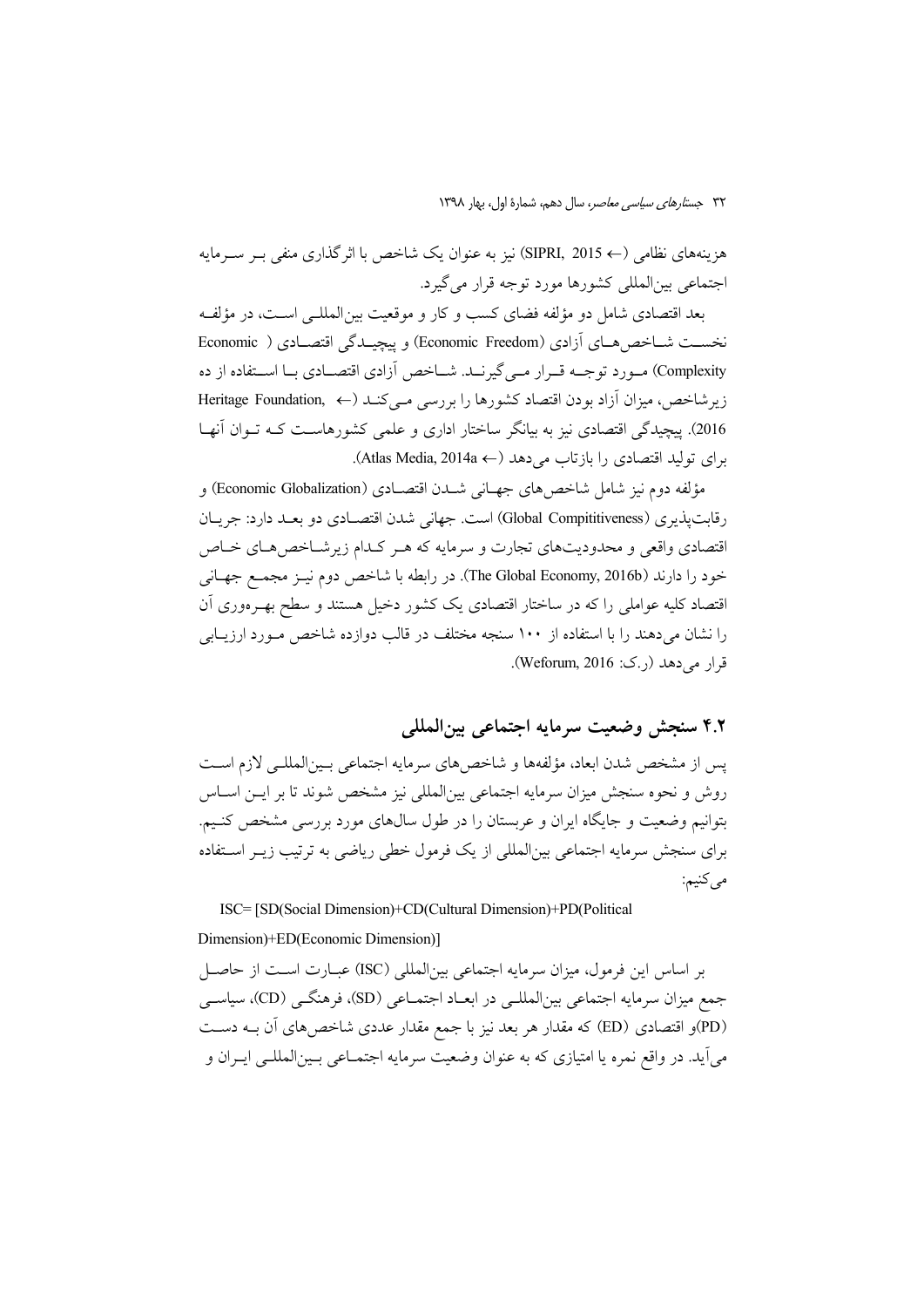هزینه‌های نظامی (← SIPRI, 2015) نیز به عنوان یک شاخص با اثرگذاری منفی بر سرمایه اجتماعی بین‌المللی کشورها مورد توجه قرار می‌گیرد.

بعد اقتصادی شامل دو مؤلفه فضای کسب و کار و موقعیت بین‌المللی است، در مؤلفه نخست شاخص‌های آزادی (Economic Freedom) و پیچیدگی اقتصادی (Economic Complexity) مورد توجه قرار می‌گیرند. شاخص آزادی اقتصادی با استفاده از ده زیرشاخص، میزان آزاد بودن اقتصاد کشورها را بررسی می‌کند (← Heritage Foundation, 2016). پیچیدگی اقتصادی نیز به بیانگر ساختار اداری و علمی کشورهاست که توان آنها برای تولید اقتصادی را بازتاب می‌دهد (← Atlas Media, 2014a).

مؤلفه دوم نیز شامل شاخص‌های جهانی شدن اقتصادی (Economic Globalization) و رقابت‌پذیری (Global Compititiveness) است. جهانی شدن اقتصادی دو بعد دارد: جریان اقتصادی واقعی و محدودیت‌های تجارت و سرمایه که هر کدام زیرشاخص‌های خاص خود را دارند (The Global Economy, 2016b). در رابطه با شاخص دوم نیز مجمع جهانی اقتصاد کلیه عواملی را که در ساختار اقتصادی یک کشور دخیل هستند و سطح بهره‌وری آن را نشان می‌دهند را با استفاده از ۱۰۰ سنجه مختلف در قالب دوازده شاخص مورد ارزیابی قرار می‌دهد (ر.ک: Weforum, 2016).

## ۴.۲ سنجش وضعیت سرمایه اجتماعی بین‌المللی

پس از مشخص شدن ابعاد، مؤلفه‌ها و شاخص‌های سرمایه اجتماعی بین‌المللی لازم است روش و نحوه سنجش میزان سرمایه اجتماعی بین‌المللی نیز مشخص شوند تا بر این اساس بتوانیم وضعیت و جایگاه ایران و عربستان را در طول سال‌های مورد بررسی مشخص کنیم. برای سنجش سرمایه اجتماعی بین‌المللی از یک فرمول خطی ریاضی به ترتیب زیر استفاده می‌کنیم:

ISC= [SD(Social Dimension)+CD(Cultural Dimension)+PD(Political Dimension)+ED(Economic Dimension)]

بر اساس این فرمول، میزان سرمایه اجتماعی بین‌المللی (ISC) عبارت است از حاصل جمع میزان سرمایه اجتماعی بین‌المللی در ابعاد اجتماعی (SD)، فرهنگی (CD)، سیاسی (PD)و اقتصادی (ED) که مقدار هر بعد نیز با جمع مقدار عددی شاخص‌های آن به دست می‌آید. در واقع نمره یا امتیازی که به عنوان وضعیت سرمایه اجتماعی بین‌المللی ایران و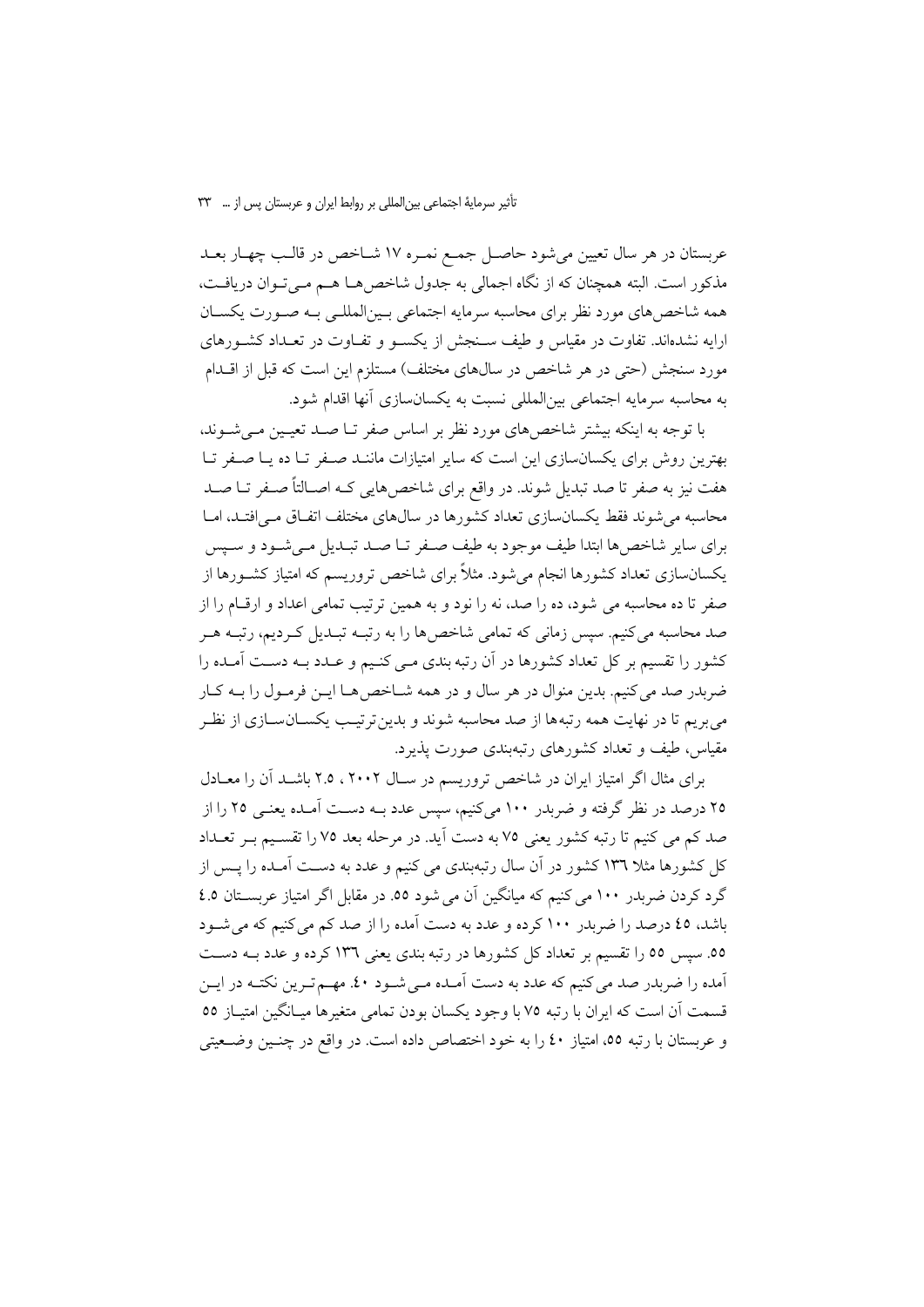عربستان در هر سال تعیین می‌شود حاصل جمع نمره ۱۷ شاخص در قالب چهار بعد مذکور است. البته همچنان که از نگاه اجمالی به جدول شاخص‌ها هم می‌توان دریافت، همه شاخص‌های مورد نظر برای محاسبه سرمایه اجتماعی بین‌المللی به صورت یکسان ارایه نشده‌اند. تفاوت در مقیاس و طیف سنجش از یکسو و تفاوت در تعداد کشورهای مورد سنجش (حتی در هر شاخص در سال‌های مختلف) مستلزم این است که قبل از اقدام به محاسبه سرمایه اجتماعی بین‌المللی نسبت به یکسان‌سازی آنها اقدام شود.

با توجه به اینکه بیشتر شاخص‌های مورد نظر بر اساس صفر تا صد تعیین می‌شوند، بهترین روش برای یکسان‌سازی این است که سایر امتیازات مانند صفر تا ده یا صفر تا هفت نیز به صفر تا صد تبدیل شوند. در واقع برای شاخص‌هایی که اصالتاً صفر تا صد محاسبه می‌شوند فقط یکسان‌سازی تعداد کشورها در سال‌های مختلف اتفاق می‌افتد، اما برای سایر شاخص‌ها ابتدا طیف موجود به طیف صفر تا صد تبدیل می‌شود و سپس یکسان‌سازی تعداد کشورها انجام می‌شود. مثلاً برای شاخص تروریسم که امتیاز کشورها از صفر تا ده محاسبه می شود، ده را صد، نه را نود و به همین ترتیب تمامی اعداد و ارقام را از صد محاسبه می‌کنیم. سپس زمانی که تمامی شاخص‌ها را به رتبه تبدیل کردیم، رتبه هر کشور را تقسیم بر کل تعداد کشورها در آن رتبه بندی می کنیم و عدد به دست آمده را ضربدر صد می‌کنیم. بدین منوال در هر سال و در همه شاخص‌ها این فرمول را به کار می‌بریم تا در نهایت همه رتبه‌ها از صد محاسبه شوند و بدین‌ترتیب یکسان‌سازی از نظر مقیاس، طیف و تعداد کشورهای رتبه‌بندی صورت پذیرد.

برای مثال اگر امتیاز ایران در شاخص تروریسم در سال ۲۰۰۲ ، ۲.۵ باشد آن را معادل ۲۵ درصد در نظر گرفته و ضربدر ۱۰۰ می‌کنیم، سپس عدد به دست آمده یعنی ۲۵ را از صد کم می کنیم تا رتبه کشور یعنی ۷۵ به دست آید. در مرحله بعد ۷۵ را تقسیم بر تعداد کل کشورها مثلا ۱۳۶ کشور در آن سال رتبه‌بندی می کنیم و عدد به دست آمده را پس از گرد کردن ضربدر ۱۰۰ می کنیم که میانگین آن می شود ۵۵. در مقابل اگر امتیاز عربستان ٤.٥ باشد، ٤٥ درصد را ضربدر ۱۰۰ کرده و عدد به دست آمده را از صد کم می‌کنیم که می‌شود ۵۵. سپس ۵۵ را تقسیم بر تعداد کل کشورها در رتبه بندی یعنی ۱۳٦ کرده و عدد به دست آمده را ضربدر صد می‌کنیم که عدد به دست آمده می‌شود ٤۰. مهم‌ترین نکته در این قسمت آن است که ایران با رتبه ۷۵ با وجود یکسان بودن تمامی متغیرها میانگین امتیاز ۵۵ و عربستان با رتبه ۵۵، امتیاز ٤۰ را به خود اختصاص داده است. در واقع در چنین وضعیتی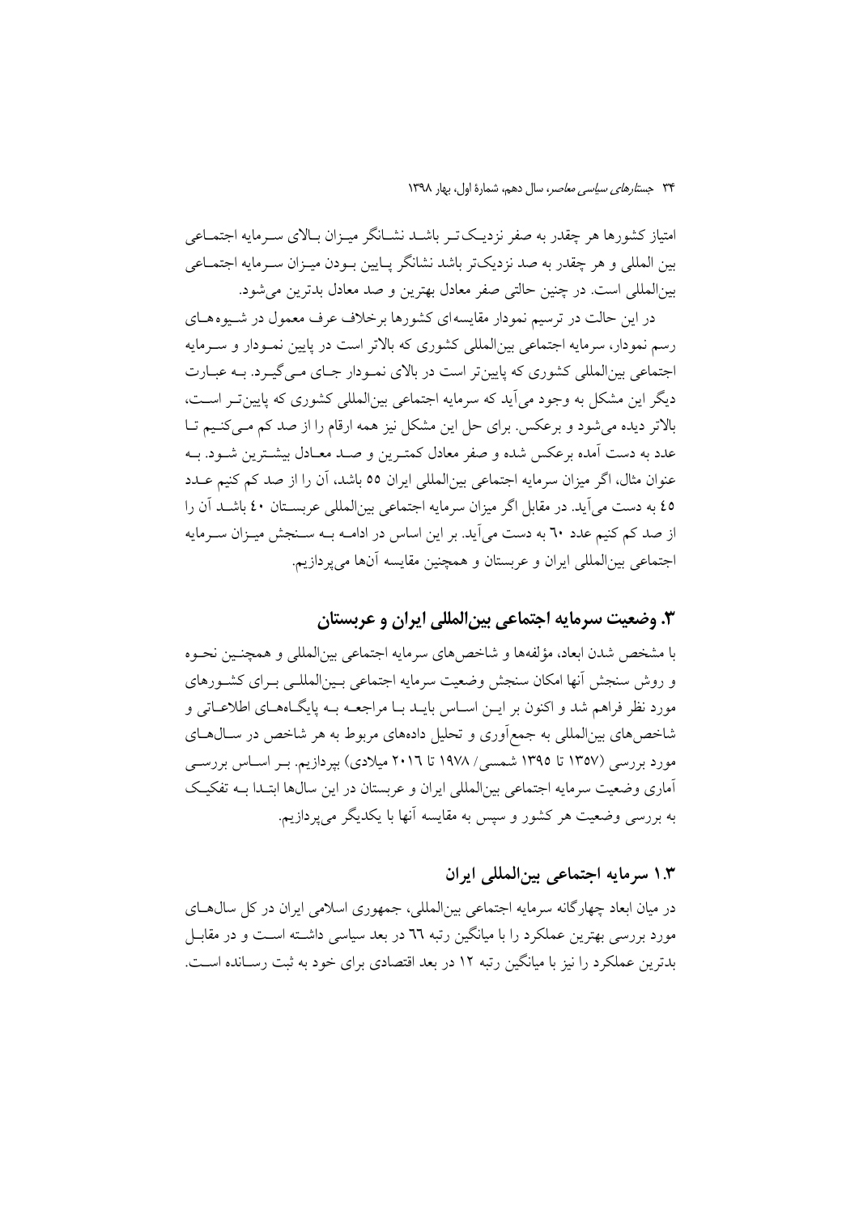امتیاز کشورها هر چقدر به صفر نزدیک‌تر باشد نشانگر میزان بالای سرمایه اجتماعی بین المللی و هر چقدر به صد نزدیک‌تر باشد نشانگر پایین بودن میزان سرمایه اجتماعی بین‌المللی است. در چنین حالتی صفر معادل بهترین و صد معادل بدترین می‌شود.

در این حالت در ترسیم نمودار مقایسه‌ای کشورها برخلاف عرف معمول در شیوه‌های رسم نمودار، سرمایه اجتماعی بین‌المللی کشوری که بالاتر است در پایین نمودار و سرمایه اجتماعی بین‌المللی کشوری که پایین‌تر است در بالای نمودار جای می‌گیرد. به عبارت دیگر این مشکل به وجود می‌آید که سرمایه اجتماعی بین‌المللی کشوری که پایین‌تر است، بالاتر دیده می‌شود و برعکس. برای حل این مشکل نیز همه ارقام را از صد کم می‌کنیم تا عدد به دست آمده برعکس شده و صفر معادل کمترین و صد معادل بیشترین شود. به عنوان مثال، اگر میزان سرمایه اجتماعی بین‌المللی ایران ۵۵ باشد، آن را از صد کم کنیم عدد ٤٥ به دست می‌آید. در مقابل اگر میزان سرمایه اجتماعی بین‌المللی عربستان ٤٠ باشد آن را از صد کم کنیم عدد ٦٠ به دست می‌آید. بر این اساس در ادامه به سنجش میزان سرمایه اجتماعی بین‌المللی ایران و عربستان و همچنین مقایسه آن‌ها می‌پردازیم.

## ۳. وضعیت سرمایه اجتماعی بین‌المللی ایران و عربستان

با مشخص شدن ابعاد، مؤلفه‌ها و شاخص‌های سرمایه اجتماعی بین‌المللی و همچنین نحوه و روش سنجش آنها امکان سنجش وضعیت سرمایه اجتماعی بین‌المللی برای کشورهای مورد نظر فراهم شد و اکنون بر این اساس باید با مراجعه به پایگاه‌های اطلاعاتی و شاخص‌های بین‌المللی به جمع‌آوری و تحلیل داده‌های مربوط به هر شاخص در سال‌های مورد بررسی (۱۳۵۷ تا ۱۳۹۵ شمسی/ ۱۹۷۸ تا ۲۰۱٦ میلادی) بپردازیم. بر اساس بررسی آماری وضعیت سرمایه اجتماعی بین‌المللی ایران و عربستان در این سال‌ها ابتدا به تفکیک به بررسی وضعیت هر کشور و سپس به مقایسه آنها با یکدیگر می‌پردازیم.

### ۱.۳ سرمایه اجتماعی بین‌المللی ایران

در میان ابعاد چهارگانه سرمایه اجتماعی بین‌المللی، جمهوری اسلامی ایران در کل سال‌های مورد بررسی بهترین عملکرد را با میانگین رتبه ٦٦ در بعد سیاسی داشته است و در مقابل بدترین عملکرد را نیز با میانگین رتبه ۱۲ در بعد اقتصادی برای خود به ثبت رسانده است.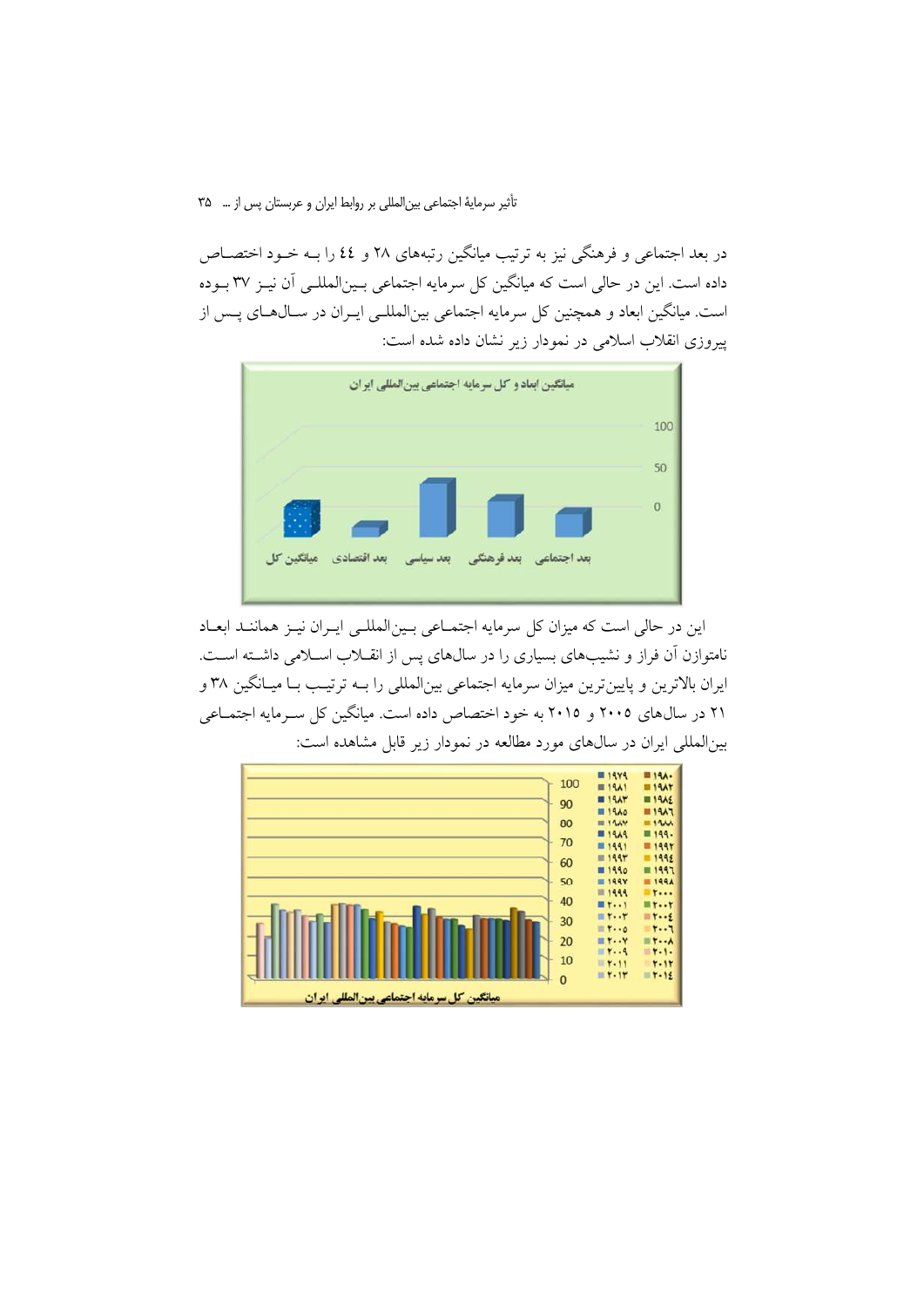در بعد اجتماعی و فرهنگی نیز به ترتیب میانگین رتبه‌های ۲۸ و ٤٤ را بـه خـود اختصـاص داده است. این در حالی است که میانگین کل سرمایه اجتماعی بـین‌المللـی آن نیـز ۳۷ بـوده است. میانگین ابعاد و همچنین کل سرمایه اجتماعی بین‌المللـی ایـران در سـال‌هـای پـس از پیروزی انقلاب اسلامی در نمودار زیر نشان داده شده است:

میانگین ابعاد و کل سرمایه اجتماعی بین‌المللی ایران

این در حالی است که میزان کل سرمایه اجتمـاعی بـین‌المللـی ایـران نیـز هماننـد ابعـاد نامتوازن آن فراز و نشیب‌های بسیاری را در سال‌های پس از انقـلاب اسـلامی داشـته اسـت. ایران بالاترین و پایین‌ترین میزان سرمایه اجتماعی بین‌المللی را بـه ترتیـب بـا میـانگین ۳۸ و ۲۱ در سال‌های ۲۰۰۵ و ۲۰۱۵ به خود اختصاص داده است. میانگین کل سـرمایه اجتمـاعی بین‌المللی ایران در سال‌های مورد مطالعه در نمودار زیر قابل مشاهده است:

میانگین کل سرمایه اجتماعی بین‌المللی ایران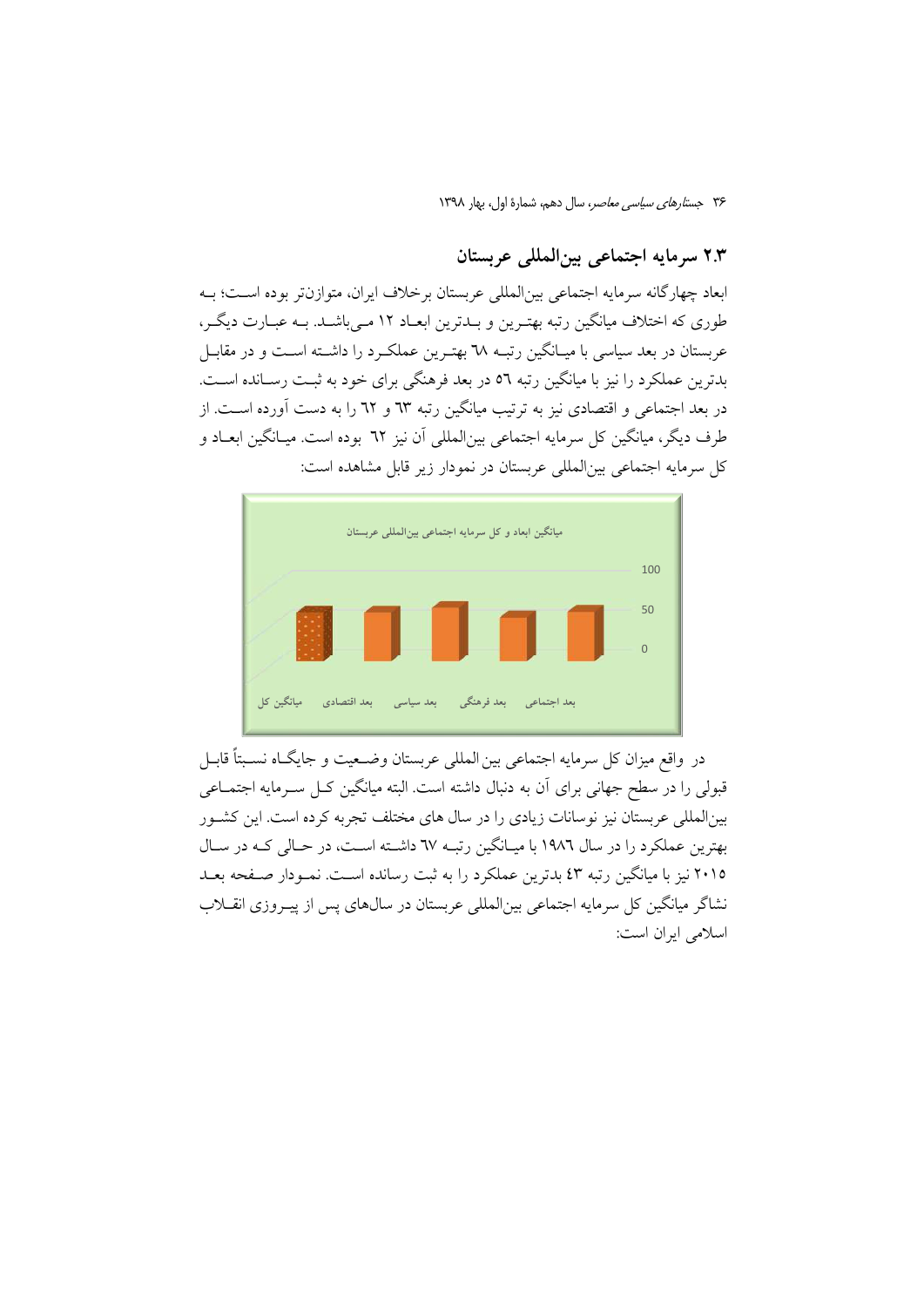## ۲.۳ سرمایه اجتماعی بین‌المللی عربستان

ابعاد چهارگانه سرمایه اجتماعی بین‌المللی عربستان برخلاف ایران، متوازن‌تر بوده است؛ به طوری که اختلاف میانگین رتبه بهترین و بدترین ابعاد ۱۲ می‌باشد. به عبارت دیگر، عربستان در بعد سیاسی با میانگین رتبه ٦٨ بهترین عملکرد را داشته است و در مقابل بدترین عملکرد را نیز با میانگین رتبه ٥٦ در بعد فرهنگی برای خود به ثبت رسانده است. در بعد اجتماعی و اقتصادی نیز به ترتیب میانگین رتبه ٦٣ و ٦٢ را به دست آورده است. از طرف دیگر، میانگین کل سرمایه اجتماعی بین‌المللی آن نیز ٦٢ بوده است. میانگین ابعاد و کل سرمایه اجتماعی بین‌المللی عربستان در نمودار زیر قابل مشاهده است:

میانگین ابعاد و کل سرمایه اجتماعی بین‌المللی عربستان

در واقع میزان کل سرمایه اجتماعی بین المللی عربستان وضعیت و جایگاه نسبتاً قابل قبولی را در سطح جهانی برای آن به دنبال داشته است. البته میانگین کل سرمایه اجتماعی بین‌المللی عربستان نیز نوسانات زیادی را در سال های مختلف تجربه کرده است. این کشور بهترین عملکرد را در سال ١٩٨٦ با میانگین رتبه ٦٧ داشته است، در حالی که در سال ٢٠١٥ نیز با میانگین رتبه ٤٣ بدترین عملکرد را به ثبت رسانده است. نمودار صفحه بعد نشاگر میانگین کل سرمایه اجتماعی بین‌المللی عربستان در سال‌های پس از پیروزی انقلاب اسلامی ایران است: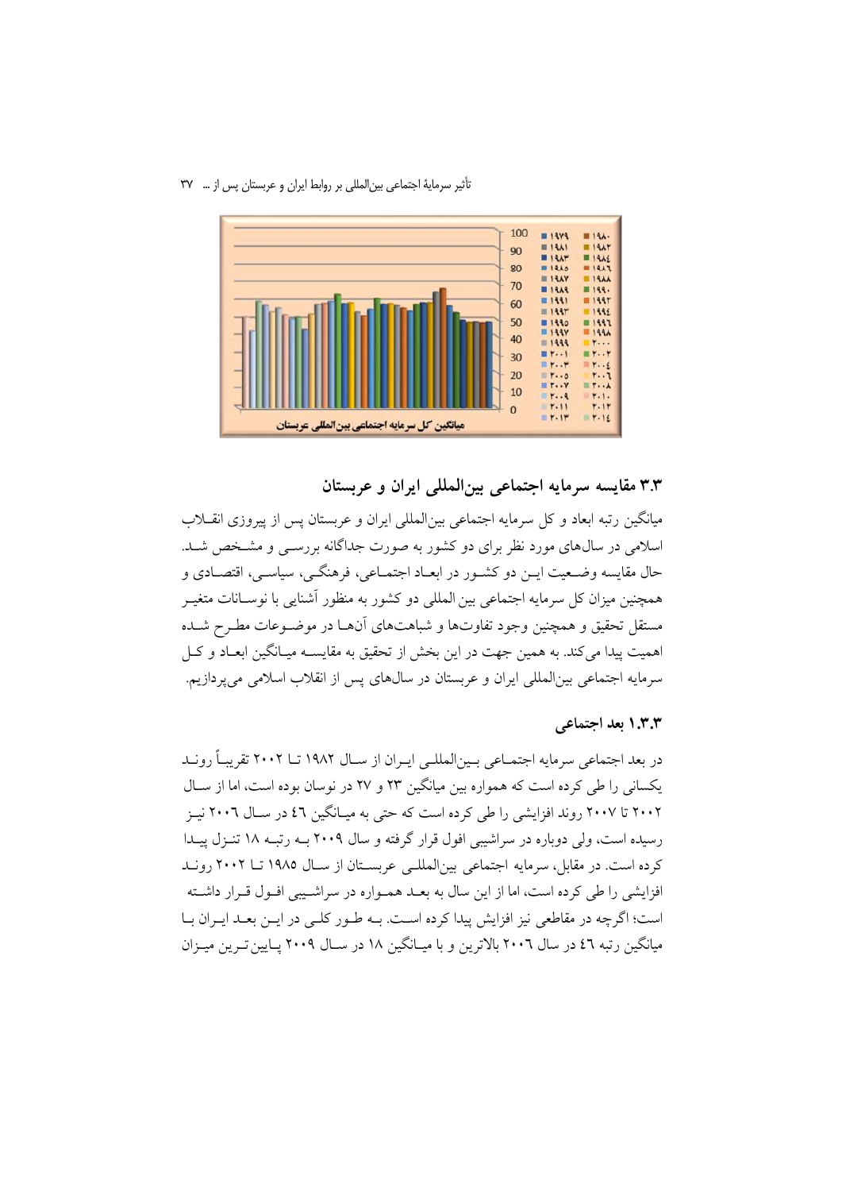میانگین کل سرمایه اجتماعی بین‌المللی عربستان

## ۳.۳ مقایسه سرمایه اجتماعی بین‌المللی ایران و عربستان

میانگین رتبه ابعاد و کل سرمایه اجتماعی بین‌المللی ایران و عربستان پس از پیروزی انقلاب اسلامی در سال‌های مورد نظر برای دو کشور به صورت جداگانه بررسی و مشخص شد. حال مقایسه وضعیت این دو کشور در ابعاد اجتماعی، فرهنگی، سیاسی، اقتصادی و همچنین میزان کل سرمایه اجتماعی بین المللی دو کشور به منظور آشنایی با نوسانات متغیر مستقل تحقیق و همچنین وجود تفاوت‌ها و شباهت‌های آن‌ها در موضوعات مطرح شده اهمیت پیدا می‌کند. به همین جهت در این بخش از تحقیق به مقایسه میانگین ابعاد و کل سرمایه اجتماعی بین‌المللی ایران و عربستان در سال‌های پس از انقلاب اسلامی می‌پردازیم.

### ۱.۳.۳ بعد اجتماعی

در بعد اجتماعی سرمایه اجتماعی بین‌المللی ایران از سال ۱۹۸۲ تا ۲۰۰۲ تقریباً روند یکسانی را طی کرده است که همواره بین میانگین ۲۳ و ۲۷ در نوسان بوده است، اما از سال ۲۰۰۲ تا ۲۰۰۷ روند افزایشی را طی کرده است که حتی به میانگین ٤٦ در سال ۲۰۰٦ نیز رسیده است، ولی دوباره در سراشیبی افول قرار گرفته و سال ۲۰۰۹ به رتبه ۱۸ تنزل پیدا کرده است. در مقابل، سرمایه اجتماعی بین‌المللی عربستان از سال ۱۹۸۵ تا ۲۰۰۲ روند افزایشی را طی کرده است، اما از این سال به بعد همواره در سراشیبی افول قرار داشته است؛ اگرچه در مقاطعی نیز افزایش پیدا کرده است. به طور کلی در این بعد ایران با میانگین رتبه ٤٦ در سال ۲۰۰٦ بالاترین و با میانگین ۱۸ در سال ۲۰۰۹ پایین‌ترین میزان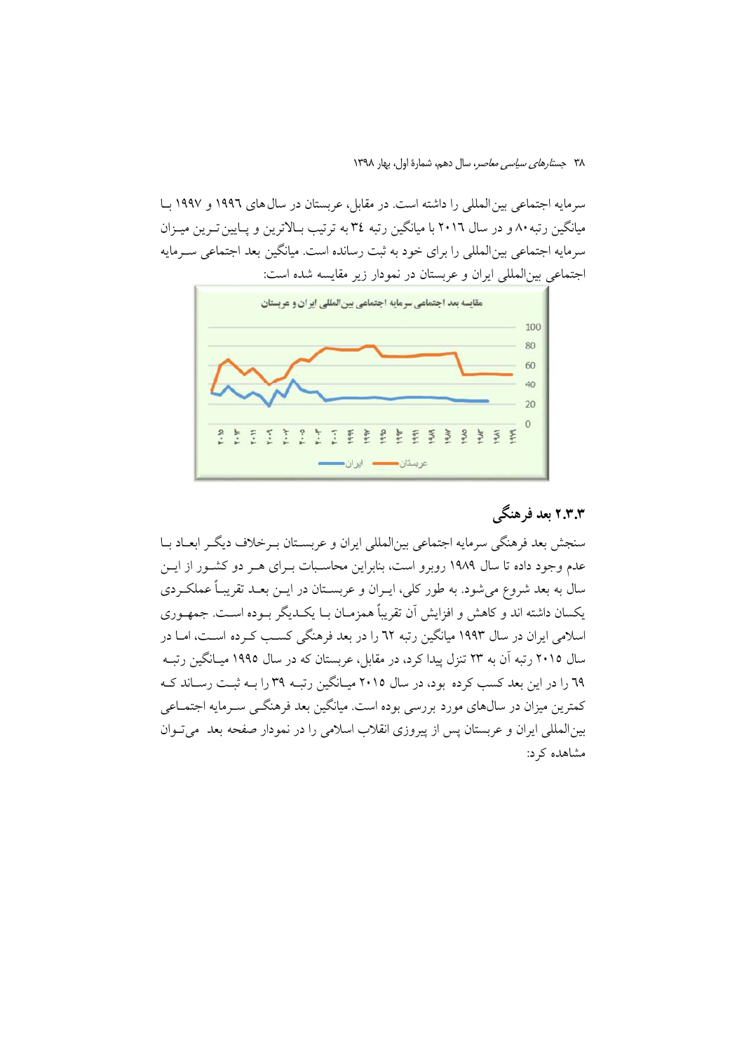سرمایه اجتماعی بین‌المللی را داشته است. در مقابل، عربستان در سال‌های ۱۹۹۶ و ۱۹۹۷ با میانگین رتبه ۸۰ و در سال ۲۰۱۶ با میانگین رتبه ۳۴ به ترتیب بالاترین و پایین‌ترین میزان سرمایه اجتماعی بین‌المللی را برای خود به ثبت رسانده است. میانگین بعد اجتماعی سرمایه اجتماعی بین‌المللی ایران و عربستان در نمودار زیر مقایسه شده است:

### ۲.۳.۳ بعد فرهنگی

سنجش بعد فرهنگی سرمایه اجتماعی بین‌المللی ایران و عربستان برخلاف دیگر ابعاد با عدم وجود داده تا سال ۱۹۸۹ روبرو است، بنابراین محاسبات برای هر دو کشور از این سال به بعد شروع می‌شود. به طور کلی، ایران و عربستان در این بعد تقریباً عملکردی یکسان داشته اند و کاهش و افزایش آن تقریباً همزمان با یکدیگر بوده است. جمهوری اسلامی ایران در سال ۱۹۹۳ میانگین رتبه ٦٢ را در بعد فرهنگی کسب کرده است، اما در سال ۲۰۱۵ رتبه آن به ۲۳ تنزل پیدا کرد، در مقابل، عربستان که در سال ۱۹۹۵ میانگین رتبه ٦۹ را در این بعد کسب کرده بود، در سال ۲۰۱۵ میانگین رتبه ۳۹ را به ثبت رساند که کمترین میزان در سال‌های مورد بررسی بوده است. میانگین بعد فرهنگی سرمایه اجتماعی بین‌المللی ایران و عربستان پس از پیروزی انقلاب اسلامی را در نمودار صفحه بعد می‌توان مشاهده کرد: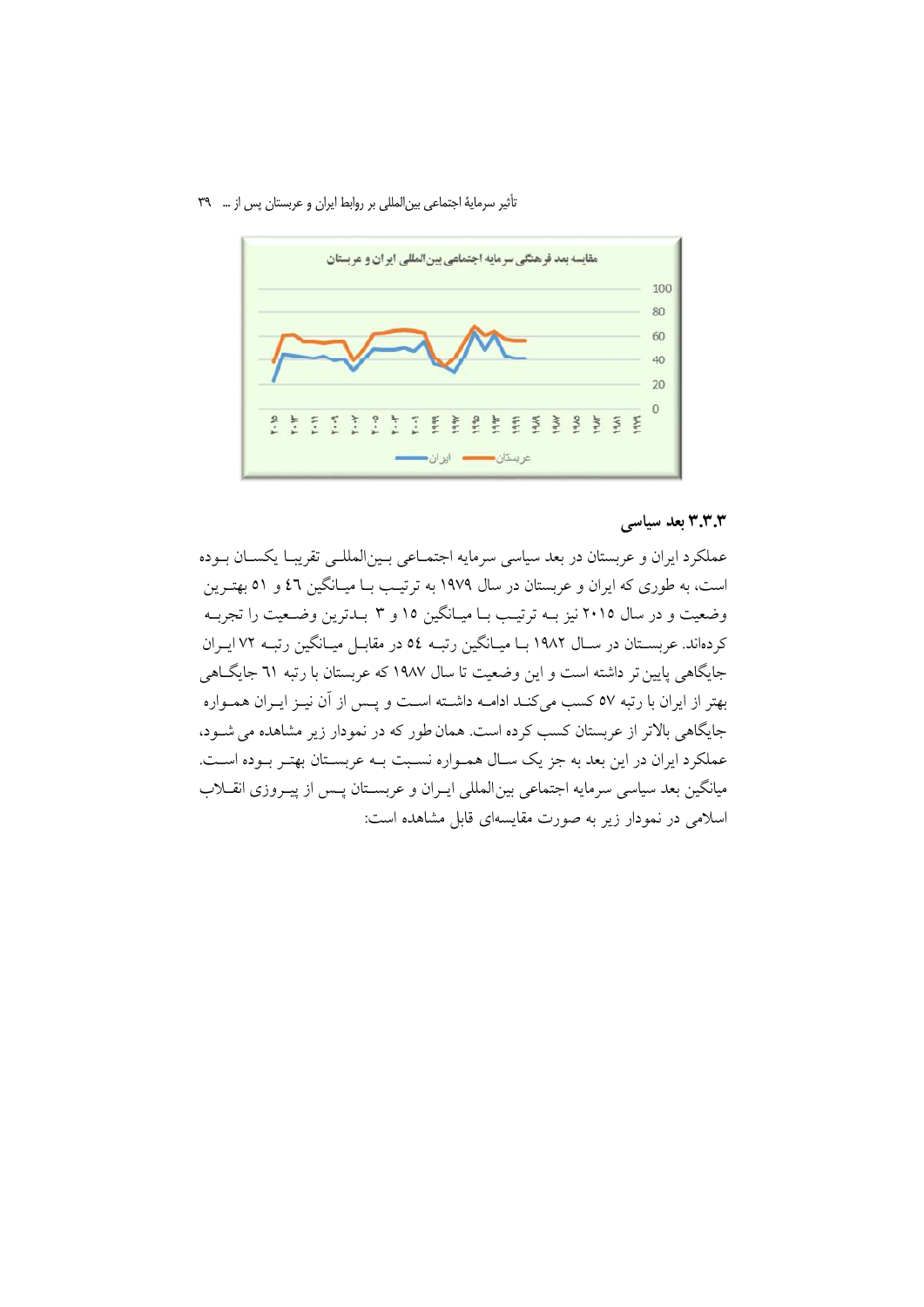مقایسه بعد فرهنگی سرمایه اجتماعی بین‌المللی ایران و عربستان

### ۳.۳.۳ بعد سیاسی

عملکرد ایران و عربستان در بعد سیاسی سرمایه اجتماعی بین‌المللی تقریبا یکسان بوده است، به طوری که ایران و عربستان در سال ۱۹۷۹ به ترتیب با میانگین ٤٦ و ٥١ بهترین وضعیت و در سال ۲۰۱۵ نیز به ترتیب با میانگین ۱۵ و ۳ بدترین وضعیت را تجربه کرده‌اند. عربستان در سال ۱۹۸۲ با میانگین رتبه ٥٤ در مقابل میانگین رتبه ۷۲ ایران جایگاهی پایین‌تر داشته است و این وضعیت تا سال ۱۹۸۷ که عربستان با رتبه ٦۱ جایگاهی بهتر از ایران با رتبه ٥۷ کسب می‌کند ادامه داشته است و پس از آن نیز ایران همواره جایگاهی بالاتر از عربستان کسب کرده است. همان‌طور که در نمودار زیر مشاهده می شود، عملکرد ایران در این بعد به جز یک سال همواره نسبت به عربستان بهتر بوده است. میانگین بعد سیاسی سرمایه اجتماعی بین المللی ایران و عربستان پس از پیروزی انقلاب اسلامی در نمودار زیر به صورت مقایسه‌ای قابل مشاهده است: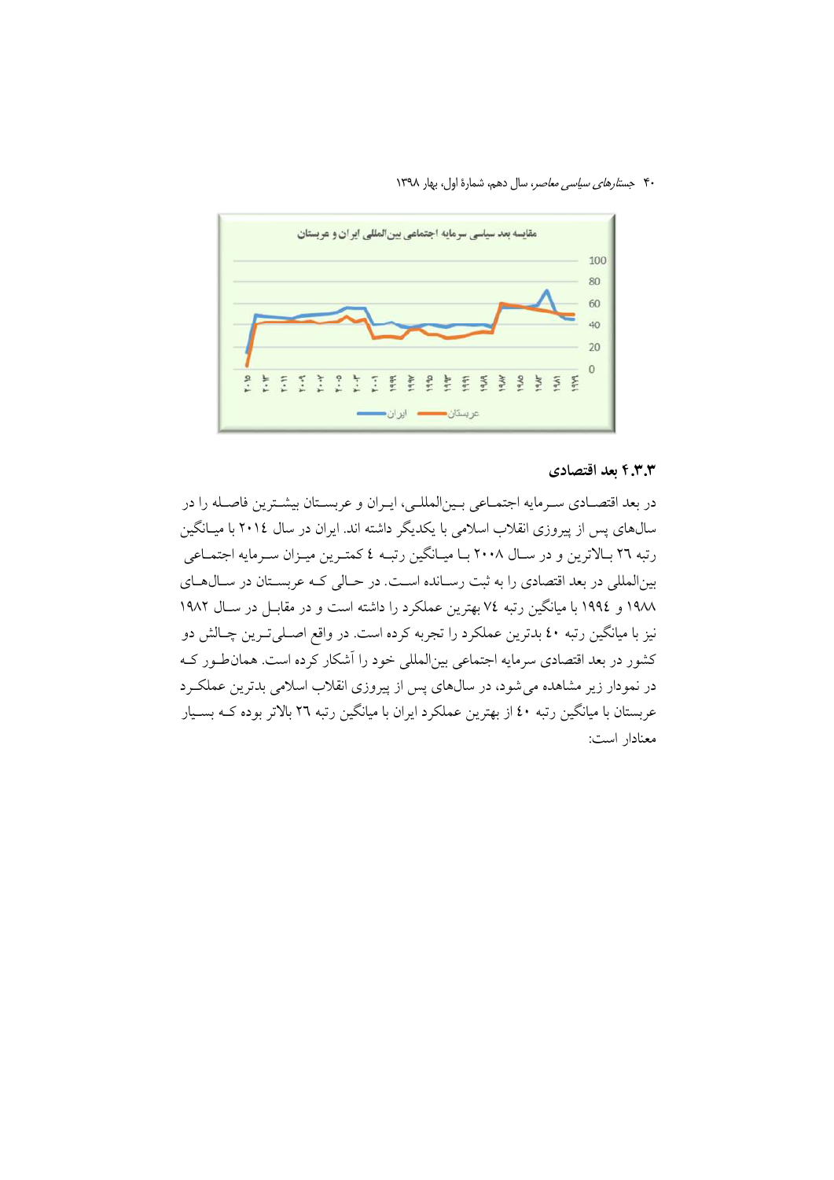مقایسه بعد سیاسی سرمایه اجتماعی بین‌المللی ایران و عربستان

### ۴.۳.۳ بعد اقتصادی

در بعد اقتصادی سرمایه اجتماعی بین‌المللی، ایران و عربستان بیشترین فاصله را در سال‌های پس از پیروزی انقلاب اسلامی با یکدیگر داشته اند. ایران در سال ٢٠١٤ با میانگین رتبه ٢٦ بالاترین و در سال ٢٠٠٨ با میانگین رتبه ٤ کمترین میزان سرمایه اجتماعی بین‌المللی در بعد اقتصادی را به ثبت رسانده است. در حالی که عربستان در سال‌های ١٩٨٨ و ١٩٩٤ با میانگین رتبه ٧٤ بهترین عملکرد را داشته است و در مقابل در سال ١٩٨٢ نیز با میانگین رتبه ٤٠ بدترین عملکرد را تجربه کرده است. در واقع اصلی‌ترین چالش دو کشور در بعد اقتصادی سرمایه اجتماعی بین‌المللی خود را آشکار کرده است. همان‌طور که در نمودار زیر مشاهده می‌شود، در سال‌های پس از پیروزی انقلاب اسلامی بدترین عملکرد عربستان با میانگین رتبه ٤٠ از بهترین عملکرد ایران با میانگین رتبه ٢٦ بالاتر بوده که بسیار معنادار است: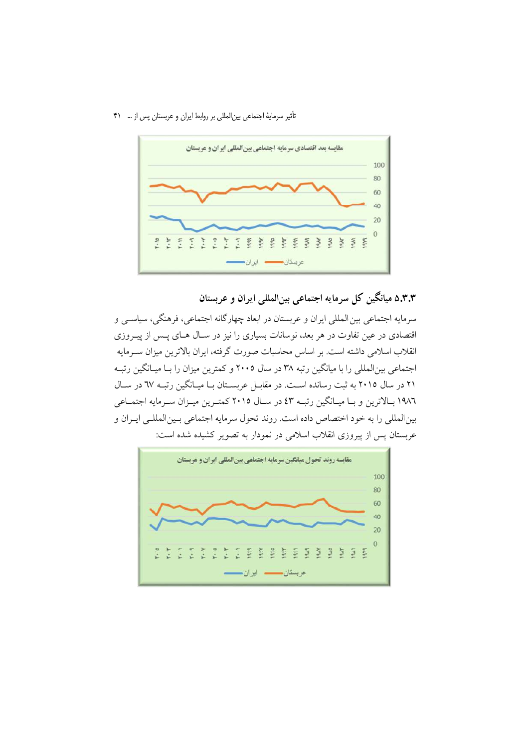مقایسه بعد اقتصادی سرمایه اجتماعی بین‌المللی ایران و عربستان

### ۵.۳.۳ میانگین کل سرمایه اجتماعی بین‌المللی ایران و عربستان

سرمایه اجتماعی بین‌المللی ایران و عربستان در ابعاد چهارگانه اجتماعی، فرهنگی، سیاسی و اقتصادی در عین تفاوت در هر بعد، نوسانات بسیاری را نیز در سال های پس از پیروزی انقلاب اسلامی داشته است. بر اساس محاسبات صورت گرفته، ایران بالاترین میزان سرمایه اجتماعی بین‌المللی را با میانگین رتبه ۳۸ در سال ۲۰۰۵ و کمترین میزان را با میانگین رتبه ۲۱ در سال ۲۰۱۵ به ثبت رسانده است. در مقابل عربستان با میانگین رتبه ٦٧ در سال ١٩٨٦ بالاترین و با میانگین رتبه ٤٣ در سال ٢٠١٥ کمترین میزان سرمایه اجتماعی بین‌المللی را به خود اختصاص داده است. روند تحول سرمایه اجتماعی بین‌المللی ایران و عربستان پس از پیروزی انقلاب اسلامی در نمودار به تصویر کشیده شده است:

مقایسه روند تحول میانگین سرمایه اجتماعی بین‌المللی ایران و عربستان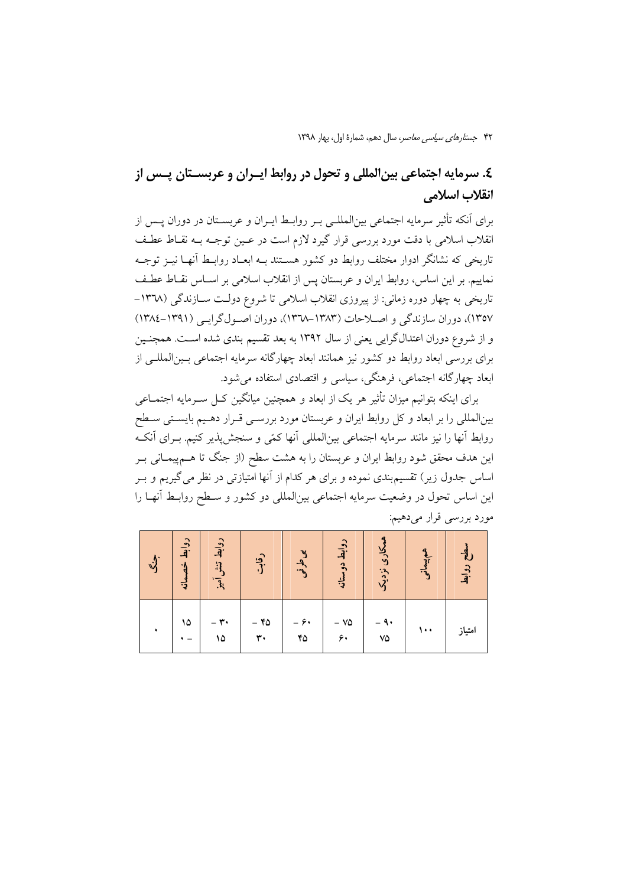## ٤. سرمایه اجتماعی بین‌المللی و تحول در روابط ایـران و عربسـتان پـس از انقلاب اسلامی

برای آنکه تأثیر سرمایه اجتماعی بین‌المللـی بـر روابـط ایـران و عربسـتان در دوران پـس از انقلاب اسلامی با دقت مورد بررسی قرار گیرد لازم است در عـین توجـه بـه نقـاط عطـف تاریخی که نشانگر ادوار مختلف روابط دو کشور هسـتند بـه ابعـاد روابـط آنهـا نیـز توجـه نماییم. بر این اساس، روابط ایران و عربستان پس از انقلاب اسلامی بر اسـاس نقـاط عطـف تاریخی به چهار دوره زمانی: از پیروزی انقلاب اسلامی تا شروع دولـت سـازندگی (۱۳٦۸-۱۳۵۷)، دوران سازندگی و اصـلاحات (۱۳۸۳-۱۳٦۸)، دوران اصـول‌گرایـی (۱۳۹۱-۱۳۸٤) و از شروع دوران اعتدال‌گرایی یعنی از سال ۱۳۹۲ به بعد تقسیم بندی شده اسـت. همچنـین برای بررسی ابعاد روابط دو کشور نیز همانند ابعاد چهارگانه سرمایه اجتماعی بـین‌المللـی از ابعاد چهارگانه اجتماعی، فرهنگی، سیاسی و اقتصادی استفاده می‌شود.

برای اینکه بتوانیم میزان تأثیر هر یک از ابعاد و همچنین میانگین کـل سـرمایه اجتمـاعی بین‌المللی را بر ابعاد و کل روابط ایران و عربستان مورد بررسـی قـرار دهـیم بایسـتی سـطح روابط آنها را نیز مانند سرمایه اجتماعی بین‌المللی آنها کمّی و سنجش‌پذیر کنیم. بـرای آنکـه این هدف محقق شود روابط ایران و عربستان را به هشت سطح (از جنگ تا هـم‌پیمـانی بـر اساس جدول زیر) تقسیم‌بندی نموده و برای هر کدام از آنها امتیازتی در نظر می‌گیریم و بـر این اساس تحول در وضعیت سرمایه اجتماعی بین‌المللی دو کشور و سـطح روابـط آنهـا را مورد بررسی قرار می‌دهیم:

| سطح روابط | هم‌پیمانی | همکاری نزدیک | روابط دوستانه | بی‌طرفی | رقابت | روابط تنش‌آمیز | روابط خصمانه | جنگ |
|---|---|---|---|---|---|---|---|---|
| امتیاز | ۱۰۰ | ۹۰ - ۷۵ | ۷۵ - ۶۰ | ۶۰ - ۴۵ | ۴۵ - ۳۰ | ۳۰ - ۱۵ | ۱۵ - ۰ | ۰ |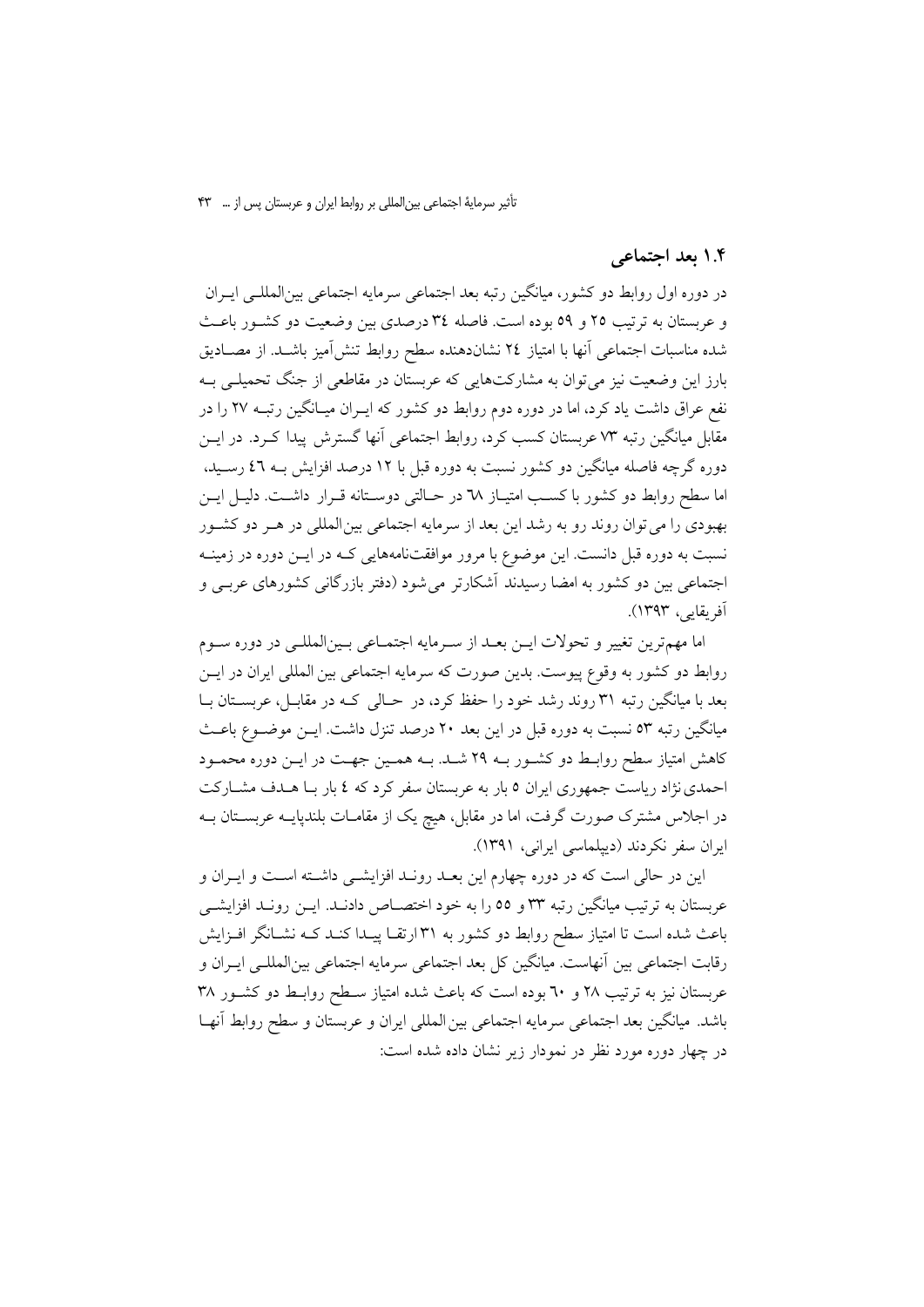## ۱.۴ بعد اجتماعی

در دوره اول روابط دو کشور، میانگین رتبه بعد اجتماعی سرمایه اجتماعی بین‌المللی ایران و عربستان به ترتیب ۲۵ و ۵۹ بوده است. فاصله ۳٤ درصدی بین وضعیت دو کشور باعث شده مناسبات اجتماعی آنها با امتیاز ۲٤ نشان‌دهنده سطح روابط تنش‌آمیز باشد. از مصادیق بارز این وضعیت نیز می‌توان به مشارکت‌هایی که عربستان در مقاطعی از جنگ تحمیلی به نفع عراق داشت یاد کرد، اما در دوره دوم روابط دو کشور که ایران میانگین رتبه ۲۷ را در مقابل میانگین رتبه ۷۳ عربستان کسب کرد، روابط اجتماعی آنها گسترش پیدا کرد. در این دوره گرچه فاصله میانگین دو کشور نسبت به دوره قبل با ۱۲ درصد افزایش به ٤٦ رسید، اما سطح روابط دو کشور با کسب امتیاز ٦٨ در حالتی دوستانه قرار داشت. دلیل این بهبودی را می‌توان روند رو به رشد این بعد از سرمایه اجتماعی بین‌المللی در هر دو کشور نسبت به دوره قبل دانست. این موضوع با مرور موافقت‌نامه‌هایی که در این دوره در زمینه اجتماعی بین دو کشور به امضا رسیدند آشکارتر می‌شود (دفتر بازرگانی کشورهای عربی و آفریقایی، ۱۳۹۳).

اما مهم‌ترین تغییر و تحولات این بعد از سرمایه اجتماعی بین‌المللی در دوره سوم روابط دو کشور به وقوع پیوست. بدین صورت که سرمایه اجتماعی بین المللی ایران در این بعد با میانگین رتبه ۳۱ روند رشد خود را حفظ کرد، در حالی که در مقابل، عربستان با میانگین رتبه ۵۳ نسبت به دوره قبل در این بعد ۲۰ درصد تنزل داشت. این موضوع باعث کاهش امتیاز سطح روابط دو کشور به ۲۹ شد. به همین جهت در این دوره محمود احمدی‌نژاد ریاست جمهوری ایران ۵ بار به عربستان سفر کرد که ٤ بار با هدف مشارکت در اجلاس مشترک صورت گرفت، اما در مقابل، هیچ یک از مقامات بلندپایه عربستان به ایران سفر نکردند (دیپلماسی ایرانی، ۱۳۹۱).

این در حالی است که در دوره چهارم این بعد روند افزایشی داشته است و ایران و عربستان به ترتیب میانگین رتبه ۳۳ و ۵۵ را به خود اختصاص دادند. این روند افزایشی باعث شده است تا امتیاز سطح روابط دو کشور به ۳۱ ارتقا پیدا کند که نشانگر افزایش رقابت اجتماعی بین آنهاست. میانگین کل بعد اجتماعی سرمایه اجتماعی بین‌المللی ایران و عربستان نیز به ترتیب ۲۸ و ٦۰ بوده است که باعث شده امتیاز سطح روابط دو کشور ۳۸ باشد. میانگین بعد اجتماعی سرمایه اجتماعی بین المللی ایران و عربستان و سطح روابط آنها در چهار دوره مورد نظر در نمودار زیر نشان داده شده است: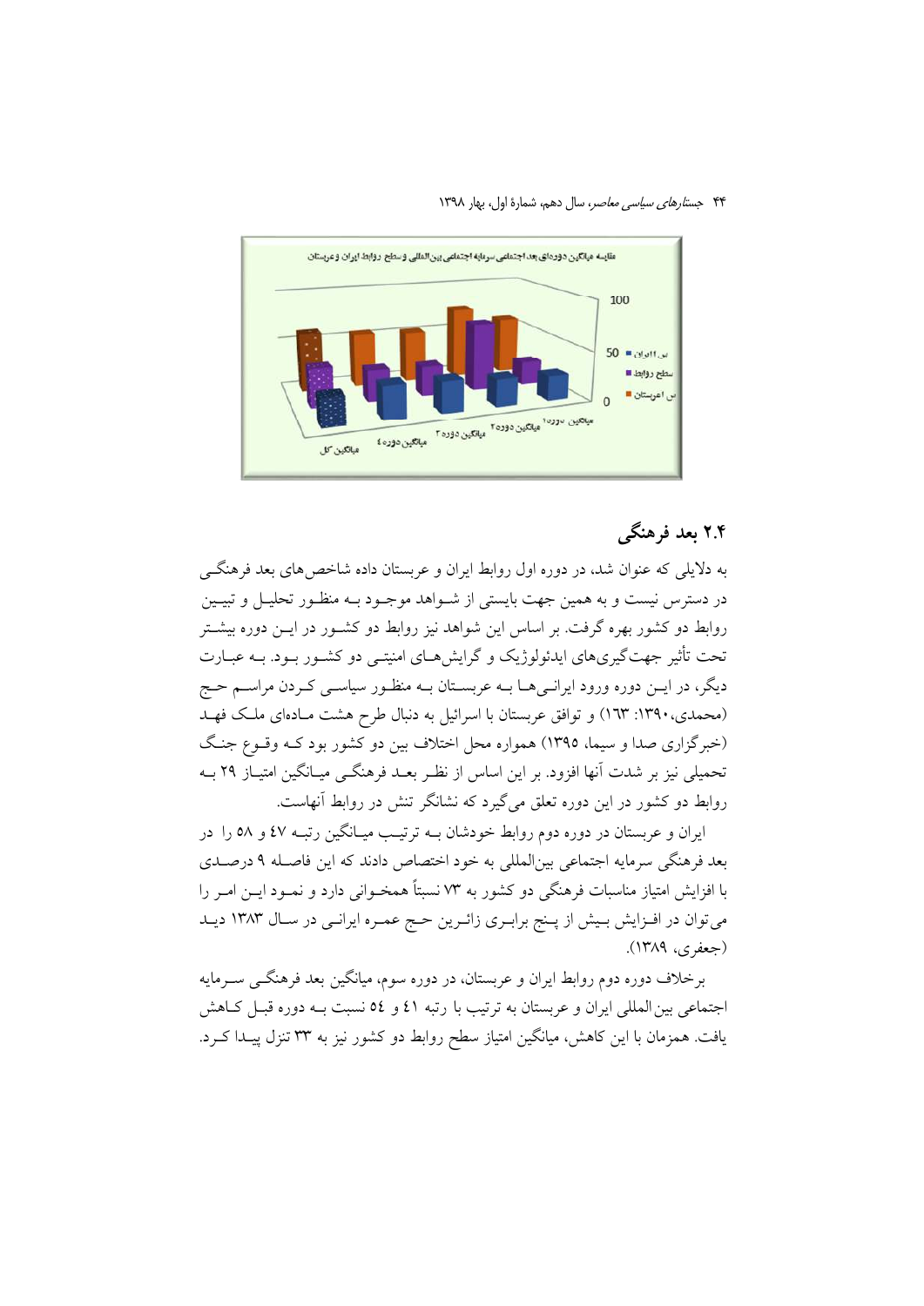## ۲.۴ بعد فرهنگی

به دلایلی که عنوان شد، در دوره اول روابط ایران و عربستان داده شاخص‌های بعد فرهنگی در دسترس نیست و به همین جهت بایستی از شـواهد موجـود بـه منظـور تحلیـل و تبیـین روابط دو کشور بهره گرفت. بر اساس این شواهد نیز روابط دو کشـور در ایـن دوره بیشـتر تحت تأثیر جهت‌گیری‌های ایدئولوژیک و گرایش‌هـای امنیتـی دو کشـور بـود. بـه عبـارت دیگر، در ایـن دوره ورود ایرانـی‌هـا بـه عربسـتان بـه منظـور سیاسـی کـردن مراسـم حـج (محمدی،۱۳۹۰: ۱۶۳) و توافق عربستان با اسرائیل به دنبال طرح هشت مـاده‌ای ملـک فهـد (خبرگزاری صدا و سیما، ۱۳۹۵) همواره محل اختلاف بین دو کشور بود کـه وقـوع جنـگ تحمیلی نیز بر شدت آنها افزود. بر این اساس از نظـر بعـد فرهنگـی میـانگین امتیـاز ۲۹ بـه روابط دو کشور در این دوره تعلق می‌گیرد که نشانگر تنش در روابط آنهاست.

ایران و عربستان در دوره دوم روابط خودشان بـه ترتیـب میـانگین رتبـه ۴۷ و ۵۸ را در بعد فرهنگی سرمایه اجتماعی بین‌المللی به خود اختصاص دادند که این فاصلـه ۹ درصـدی با افزایش امتیاز مناسبات فرهنگی دو کشور به ۷۳ نسبتاً همخـوانی دارد و نمـود ایـن امـر را می‌توان در افـزایش بـیش از پـنج برابـری زائـرین حـج عمـره ایرانـی در سـال ۱۳۸۳ دیـد (جعفری، ۱۳۸۹).

برخلاف دوره دوم روابط ایران و عربستان، در دوره سوم، میانگین بعد فرهنگـی سـرمایه اجتماعی بین المللی ایران و عربستان به ترتیب با رتبه ۴۱ و ۵۴ نسبت بـه دوره قبـل کـاهش یافت. همزمان با این کاهش، میانگین امتیاز سطح روابط دو کشور نیز به ۳۳ تنزل پیـدا کـرد.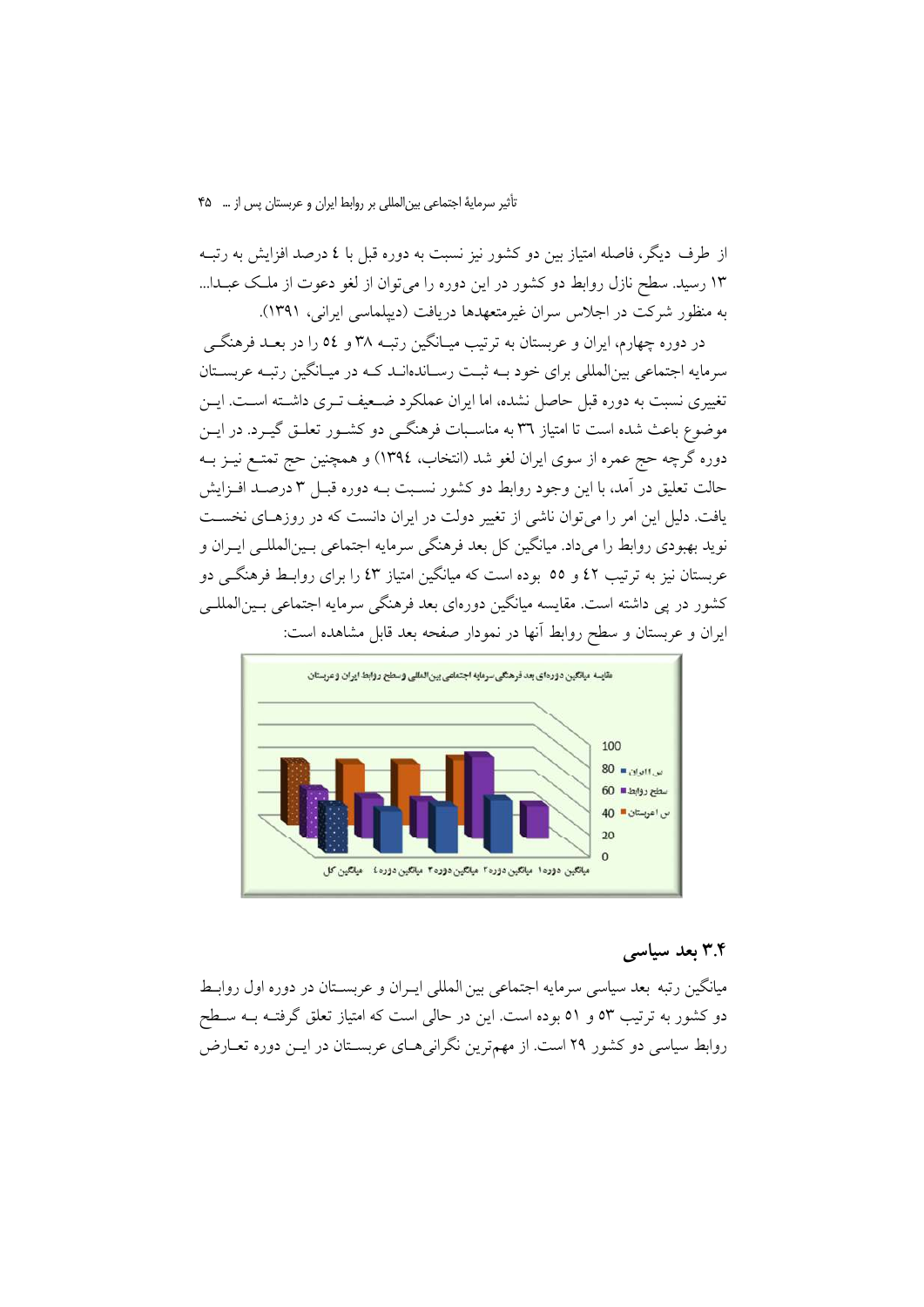از طرف دیگر، فاصله امتیاز بین دو کشور نیز نسبت به دوره قبل با ٤ درصد افزایش به رتبه ١٣ رسید. سطح نازل روابط دو کشور در این دوره را می‌توان از لغو دعوت از ملک عبدا... به منظور شرکت در اجلاس سران غیرمتعهدها دریافت (دیپلماسی ایرانی، ١٣٩١).

در دوره چهارم، ایران و عربستان به ترتیب میانگین رتبه ٣٨ و ٥٤ را در بعد فرهنگی سرمایه اجتماعی بین‌المللی برای خود به ثبت رسانده‌اند که در میانگین رتبه عربستان تغییری نسبت به دوره قبل حاصل نشده، اما ایران عملکرد ضعیف تری داشته است. این موضوع باعث شده است تا امتیاز ٣٦ به مناسبات فرهنگی دو کشور تعلق گیرد. در این دوره گرچه حج عمره از سوی ایران لغو شد (انتخاب، ١٣٩٤) و همچنین حج تمتع نیز به حالت تعلیق در آمد، با این وجود روابط دو کشور نسبت به دوره قبل ٣ درصد افزایش یافت. دلیل این امر را می‌توان ناشی از تغییر دولت در ایران دانست که در روزهای نخست نوید بهبودی روابط را می‌داد. میانگین کل بعد فرهنگی سرمایه اجتماعی بین‌المللی ایران و عربستان نیز به ترتیب ٤٢ و ٥٥ بوده است که میانگین امتیاز ٤٣ را برای روابط فرهنگی دو کشور در پی داشته است. مقایسه میانگین دوره‌ای بعد فرهنگی سرمایه اجتماعی بین‌المللی ایران و عربستان و سطح روابط آنها در نمودار صفحه بعد قابل مشاهده است:

مقایسه میانگین دوره‌ای بعد فرهنگی سرمایه اجتماعی بین‌المللی و سطح روابط ایران و عربستان

### ٣.٤ بعد سیاسی

میانگین رتبه بعد سیاسی سرمایه اجتماعی بین المللی ایران و عربستان در دوره اول روابط دو کشور به ترتیب ٥٣ و ٥١ بوده است. این در حالی است که امتیاز تعلق گرفته به سطح روابط سیاسی دو کشور ٢٩ است. از مهم‌ترین نگرانی‌های عربستان در این دوره تعارض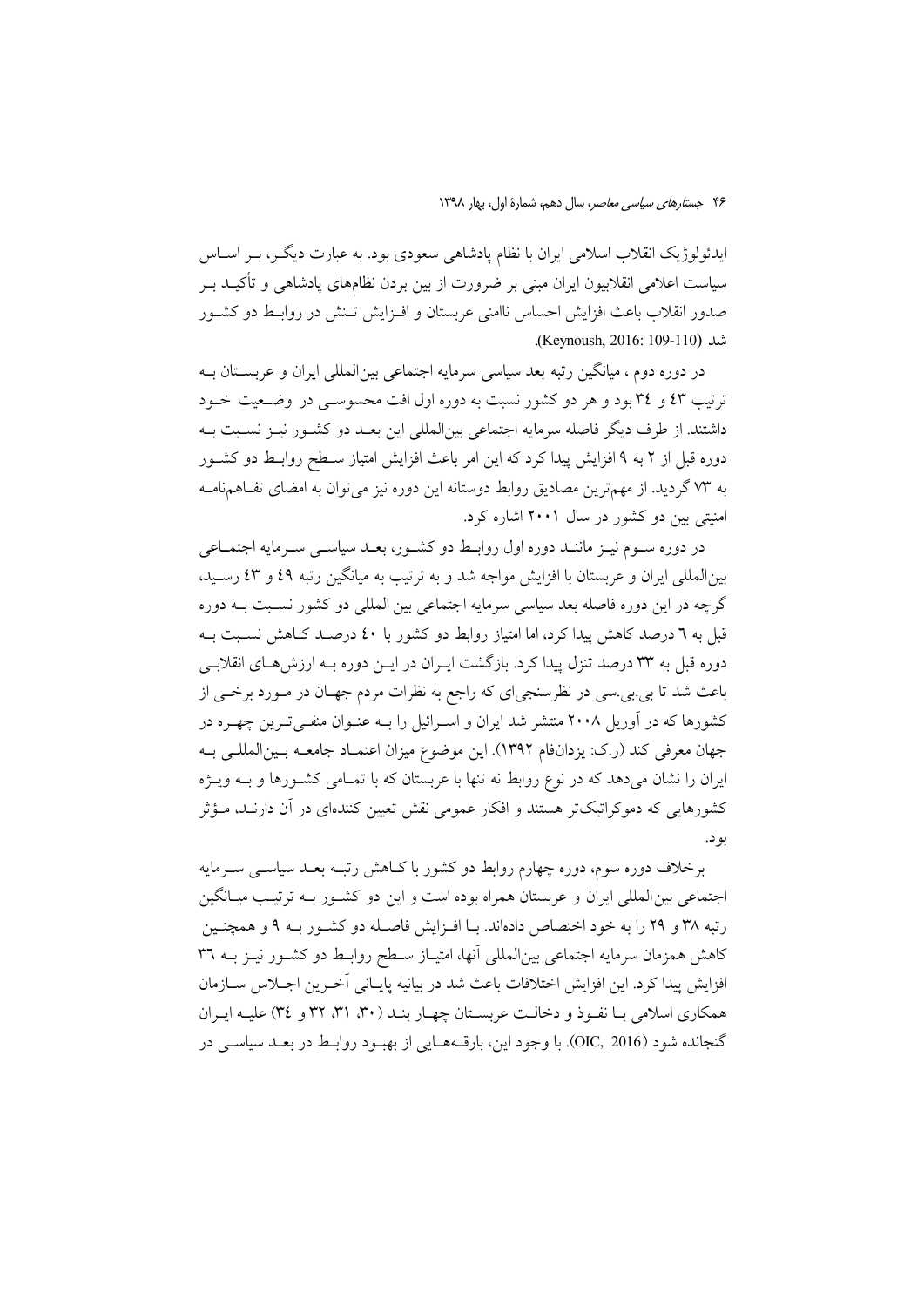ایدئولوژیک انقلاب اسلامی ایران با نظام پادشاهی سعودی بود. به عبارت دیگر، بر اساس سیاست اعلامی انقلابیون ایران مبنی بر ضرورت از بین بردن نظام‌های پادشاهی و تأکید بر صدور انقلاب باعث افزایش احساس ناامنی عربستان و افزایش تنش در روابط دو کشور شد (Keynoush, 2016: 109-110).

در دوره دوم ، میانگین رتبه بعد سیاسی سرمایه اجتماعی بین‌المللی ایران و عربستان به ترتیب ٤٣ و ٣٤ بود و هر دو کشور نسبت به دوره اول افت محسوسی در وضعیت خود داشتند. از طرف دیگر فاصله سرمایه اجتماعی بین‌المللی این بعد دو کشور نیز نسبت به دوره قبل از ٢ به ٩ افزایش پیدا کرد که این امر باعث افزایش امتیاز سطح روابط دو کشور به ٧٣ گردید. از مهم‌ترین مصادیق روابط دوستانه این دوره نیز می‌توان به امضای تفاهم‌نامه امنیتی بین دو کشور در سال ٢٠٠١ اشاره کرد.

در دوره سوم نیز مانند دوره اول روابط دو کشور، بعد سیاسی سرمایه اجتماعی بین‌المللی ایران و عربستان با افزایش مواجه شد و به ترتیب به میانگین رتبه ٤٩ و ٤٣ رسید، گرچه در این دوره فاصله بعد سیاسی سرمایه اجتماعی بین المللی دو کشور نسبت به دوره قبل به ٦ درصد کاهش پیدا کرد، اما امتیاز روابط دو کشور با ٤٠ درصد کاهش نسبت به دوره قبل به ٣٣ درصد تنزل پیدا کرد. بازگشت ایران در این دوره به ارزش‌های انقلابی باعث شد تا بی.بی.سی در نظرسنجی‌ای که راجع به نظرات مردم جهان در مورد برخی از کشورها که در آوریل ٢٠٠٨ منتشر شد ایران و اسرائیل را به عنوان منفی‌ترین چهره در جهان معرفی کند (ر.ک: یزدان‌فام ١٣٩٢). این موضوع میزان اعتماد جامعه بین‌المللی به ایران را نشان می‌دهد که در نوع روابط نه تنها با عربستان که با تمامی کشورها و به ویژه کشورهایی که دموکراتیک‌تر هستند و افکار عمومی نقش تعیین کننده‌ای در آن دارند، مؤثر بود.

برخلاف دوره سوم، دوره چهارم روابط دو کشور با کاهش رتبه بعد سیاسی سرمایه اجتماعی بین‌المللی ایران و عربستان همراه بوده است و این دو کشور به ترتیب میانگین رتبه ٣٨ و ٢٩ را به خود اختصاص داده‌اند. با افزایش فاصله دو کشور به ٩ و همچنین کاهش همزمان سرمایه اجتماعی بین‌المللی آنها، امتیاز سطح روابط دو کشور نیز به ٣٦ افزایش پیدا کرد. این افزایش اختلافات باعث شد در بیانیه پایانی آخرین اجلاس سازمان همکاری اسلامی با نفوذ و دخالت عربستان چهار بند (٣٠، ٣١، ٣٢ و ٣٤) علیه ایران گنجانده شود (OIC, 2016). با وجود این، بارقه‌هایی از بهبود روابط در بعد سیاسی در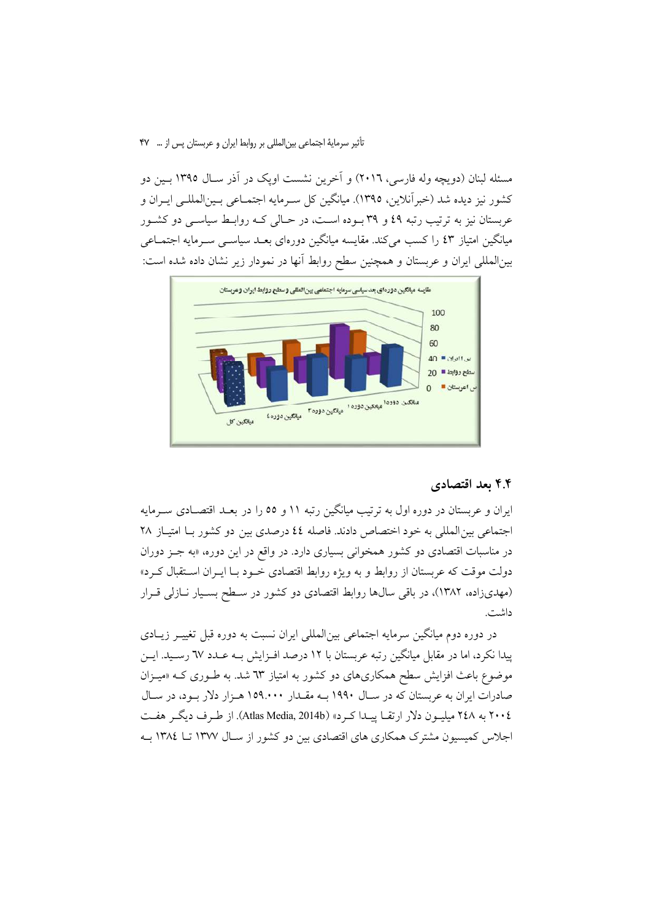مسئله لبنان (دویچه وله فارسی، ۲۰۱۶) و آخرین نشست اوپک در آذر سال ۱۳۹۵ بین دو کشور نیز دیده شد (خبرآنلاین، ۱۳۹۵). میانگین کل سرمایه اجتماعی بین‌المللی ایران و عربستان نیز به ترتیب رتبه ٤٩ و ٣٩ بوده است، در حالی که روابط سیاسی دو کشور میانگین امتیاز ٤٣ را کسب می‌کند. مقایسه میانگین دوره‌ای بعد سیاسی سرمایه اجتماعی بین‌المللی ایران و عربستان و همچنین سطح روابط آنها در نمودار زیر نشان داده شده است:

مقایسه میانگین دوره‌ای بعد سیاسی سرمایه اجتماعی بین‌المللی و سطح روابط ایران و عربستان

## ۴.۴ بعد اقتصادی

ایران و عربستان در دوره اول به ترتیب میانگین رتبه ١١ و ٥٥ را در بعد اقتصادی سرمایه اجتماعی بین‌المللی به خود اختصاص دادند. فاصله ٤٤ درصدی بین دو کشور با امتیاز ٢٨ در مناسبات اقتصادی دو کشور همخوانی بسیاری دارد. در واقع در این دوره، «به جز دوران دولت موقت که عربستان از روابط و به ویژه روابط اقتصادی خود با ایران استقبال کرد» (مهدی‌زاده، ١٣٨٢)، در باقی سال‌ها روابط اقتصادی دو کشور در سطح بسیار نازلی قرار داشت.

در دوره دوم میانگین سرمایه اجتماعی بین‌المللی ایران نسبت به دوره قبل تغییر زیادی پیدا نکرد، اما در مقابل میانگین رتبه عربستان با ١٢ درصد افزایش به عدد ٦٧ رسید. این موضوع باعث افزایش سطح همکاری‌های دو کشور به امتیاز ٦٣ شد. به طوری که «میزان صادرات ایران به عربستان که در سال ١٩٩٠ به مقدار ١٥٩.٠٠٠ هزار دلار بود، در سال ٢٠٠٤ به ٢٤٨ میلیون دلار ارتقا پیدا کرد» (Atlas Media, 2014b). از طرف دیگر هفت اجلاس کمیسیون مشترک همکاری های اقتصادی بین دو کشور از سال ١٣٧٧ تا ١٣٨٤ به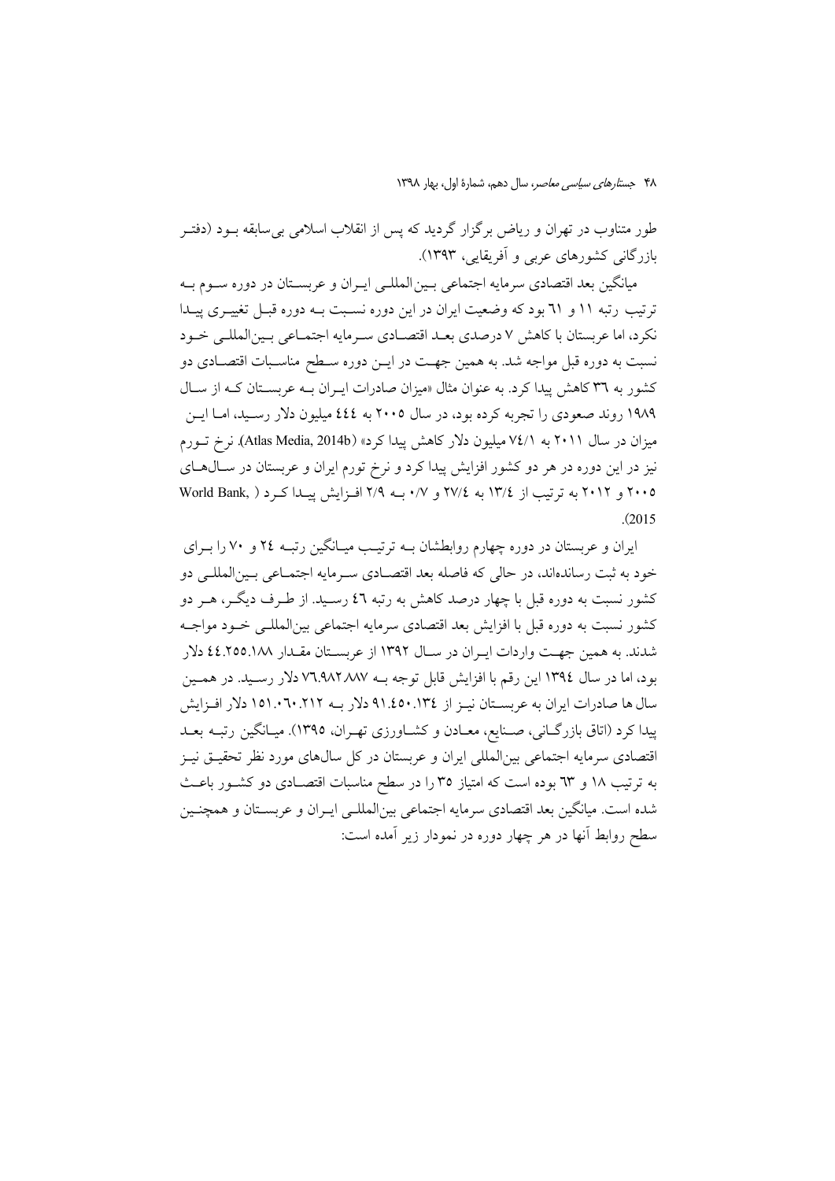طور متناوب در تهران و ریاض برگزار گردید که پس از انقلاب اسلامی بی‌سابقه بود (دفتر بازرگانی کشورهای عربی و آفریقایی، ۱۳۹۳).

میانگین بعد اقتصادی سرمایه اجتماعی بین‌المللی ایران و عربستان در دوره سوم به ترتیب رتبه ۱۱ و ٦۱ بود که وضعیت ایران در این دوره نسبت به دوره قبل تغییری پیدا نکرد، اما عربستان با کاهش ۷ درصدی بعد اقتصادی سرمایه اجتماعی بین‌المللی خود نسبت به دوره قبل مواجه شد. به همین جهت در این دوره سطح مناسبات اقتصادی دو کشور به ۳٦ کاهش پیدا کرد. به عنوان مثال «میزان صادرات ایران به عربستان که از سال ۱۹۸۹ روند صعودی را تجربه کرده بود، در سال ۲۰۰۵ به ٤٤٤ میلیون دلار رسید، اما این میزان در سال ۲۰۱۱ به ۷٤/۱ میلیون دلار کاهش پیدا کرد» (Atlas Media, 2014b). نرخ تورم نیز در این دوره در هر دو کشور افزایش پیدا کرد و نرخ تورم ایران و عربستان در سال‌های ۲۰۰۵ و ۲۰۱۲ به ترتیب از ۱۳/٤ به ۲۷/٤ و ۰/۷ به ۲/۹ افزایش پیدا کرد (World Bank, 2015).

ایران و عربستان در دوره چهارم روابطشان به ترتیب میانگین رتبه ۲٤ و ۷۰ را برای خود به ثبت رسانده‌اند، در حالی که فاصله بعد اقتصادی سرمایه اجتماعی بین‌المللی دو کشور نسبت به دوره قبل با چهار درصد کاهش به رتبه ٤٦ رسید. از طرف دیگر، هر دو کشور نسبت به دوره قبل با افزایش بعد اقتصادی سرمایه اجتماعی بین‌المللی خود مواجه شدند. به همین جهت واردات ایران در سال ۱۳۹۲ از عربستان مقدار ٤٤.۲٥٥.۱۸۸ دلار بود، اما در سال ۱۳۹٤ این رقم با افزایش قابل توجه به ۷٦.۹۸۲.۸۸۷ دلار رسید. در همین سال ها صادرات ایران به عربستان نیز از ۹۱.٤٥۰.۱۳٤ دلار به ۱٥۱.۰٦۰.۲۱۲ دلار افزایش پیدا کرد (اتاق بازرگانی، صنایع، معادن و کشاورزی تهران، ۱۳۹٥). میانگین رتبه بعد اقتصادی سرمایه اجتماعی بین‌المللی ایران و عربستان در کل سال‌های مورد نظر تحقیق نیز به ترتیب ۱۸ و ٦۳ بوده است که امتیاز ۳٥ را در سطح مناسبات اقتصادی دو کشور باعث شده است. میانگین بعد اقتصادی سرمایه اجتماعی بین‌المللی ایران و عربستان و همچنین سطح روابط آنها در هر چهار دوره در نمودار زیر آمده است: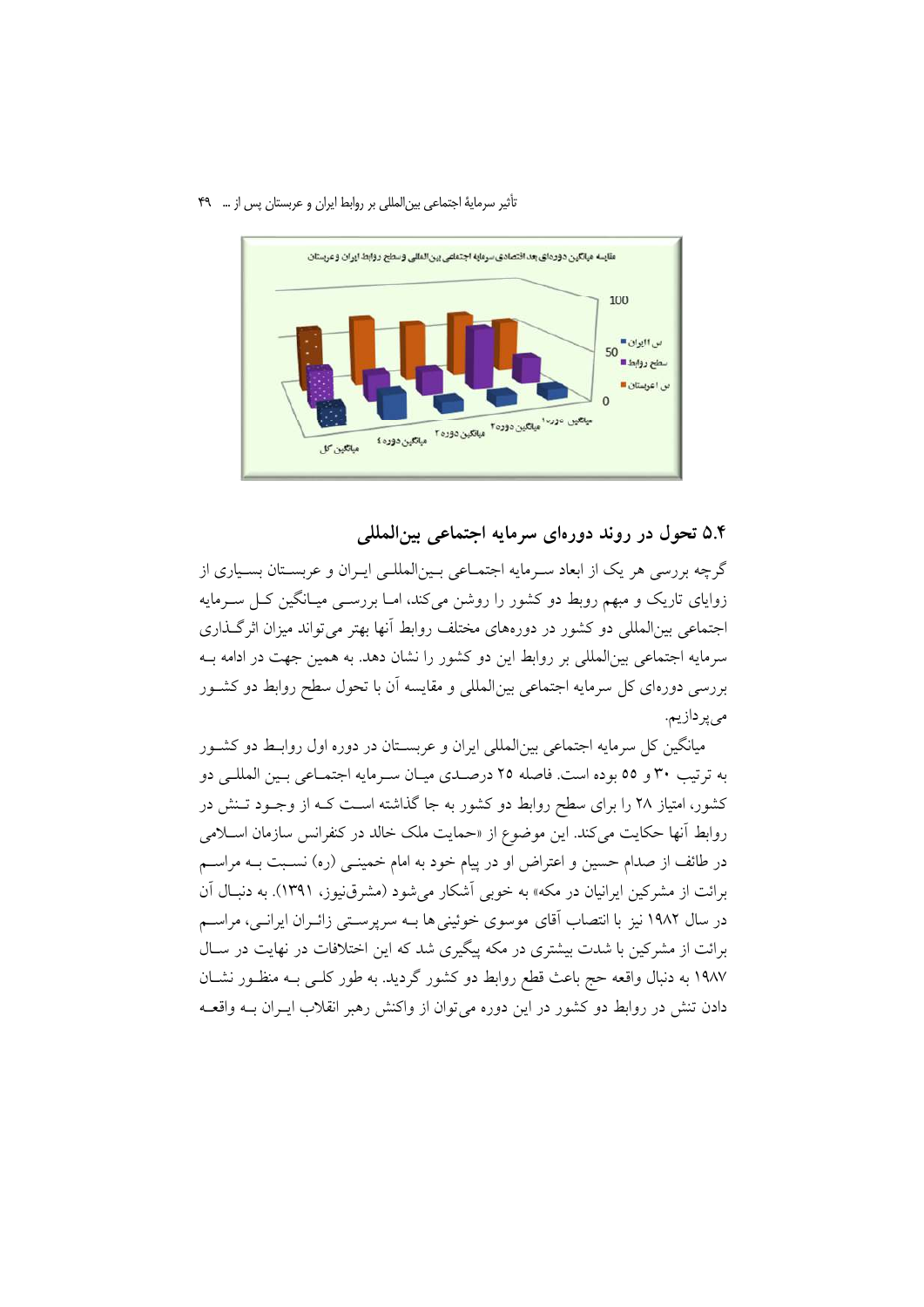## ۵.۴ تحول در روند دوره‌ای سرمایه اجتماعی بین‌المللی

گرچه بررسی هر یک از ابعاد سرمایه اجتماعی بین‌المللی ایران و عربستان بسیاری از زوایای تاریک و مبهم روبط دو کشور را روشن می‌کند، اما بررسی میانگین کل سرمایه اجتماعی بین‌المللی دو کشور در دوره‌های مختلف روابط آنها بهتر می‌تواند میزان اثرگذاری سرمایه اجتماعی بین‌المللی بر روابط این دو کشور را نشان دهد. به همین جهت در ادامه به بررسی دوره‌ای کل سرمایه اجتماعی بین‌المللی و مقایسه آن با تحول سطح روابط دو کشور می‌پردازیم.

میانگین کل سرمایه اجتماعی بین‌المللی ایران و عربستان در دوره اول روابط دو کشور به ترتیب ۳۰ و ۵۵ بوده است. فاصله ۲۵ درصدی میان سرمایه اجتماعی بین المللی دو کشور، امتیاز ۲۸ را برای سطح روابط دو کشور به جا گذاشته است که از وجود تنش در روابط آنها حکایت می‌کند. این موضوع از «حمایت ملک خالد در کنفرانس سازمان اسلامی در طائف از صدام حسین و اعتراض او در پیام خود به امام خمینی (ره) نسبت به مراسم برائت از مشرکین ایرانیان در مکه» به خوبی آشکار می‌شود (مشرق‌نیوز، ۱۳۹۱). به دنبال آن در سال ۱۹۸۲ نیز با انتصاب آقای موسوی خوئینی‌ها به سرپرستی زائران ایرانی، مراسم برائت از مشرکین با شدت بیشتری در مکه پیگیری شد که این اختلافات در نهایت در سال ۱۹۸۷ به دنبال واقعه حج باعث قطع روابط دو کشور گردید. به طور کلی به منظور نشان دادن تنش در روابط دو کشور در این دوره می‌توان از واکنش رهبر انقلاب ایران به واقعه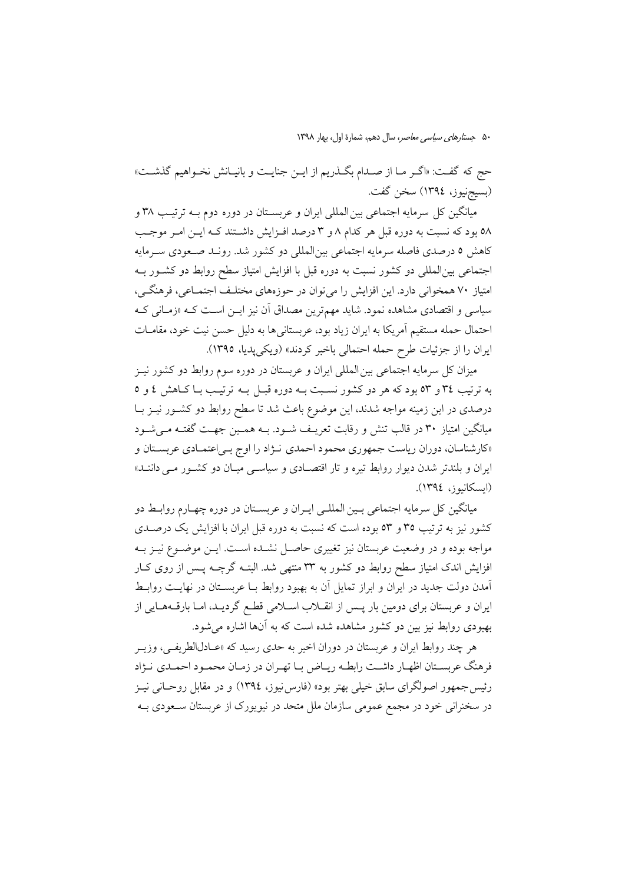حج که گفت: «اگر ما از صدام بگذریم از این جنایت و بانیانش نخواهیم گذشت» (بسیج‌نیوز، ۱۳۹٤) سخن گفت.

میانگین کل سرمایه اجتماعی بین‌المللی ایران و عربستان در دوره دوم به ترتیب ۳۸ و ۵۸ بود که نسبت به دوره قبل هر کدام ۸ و ۳ درصد افزایش داشتند که این امر موجب کاهش ۵ درصدی فاصله سرمایه اجتماعی بین‌المللی دو کشور شد. روند صعودی سرمایه اجتماعی بین‌المللی دو کشور نسبت به دوره قبل با افزایش امتیاز سطح روابط دو کشور به امتیاز ۷۰ همخوانی دارد. این افزایش را می‌توان در حوزه‌های مختلف اجتماعی، فرهنگی، سیاسی و اقتصادی مشاهده نمود. شاید مهم‌ترین مصداق آن نیز این است که «زمانی که احتمال حمله مستقیم آمریکا به ایران زیاد بود، عربستانی‌ها به دلیل حسن نیت خود، مقامات ایران را از جزئیات طرح حمله احتمالی باخبر کردند» (ویکی‌پدیا، ۱۳۹۵).

میزان کل سرمایه اجتماعی بین‌المللی ایران و عربستان در دوره سوم روابط دو کشور نیز به ترتیب ۳٤ و ۵۳ بود که هر دو کشور نسبت به دوره قبل به ترتیب با کاهش ٤ و ۵ درصدی در این زمینه مواجه شدند، این موضوع باعث شد تا سطح روابط دو کشور نیز با میانگین امتیاز ۳۰ در قالب تنش و رقابت تعریف شود. به همین جهت گفته می‌شود «کارشناسان، دوران ریاست جمهوری محمود احمدی نژاد را اوج بی‌اعتمادی عربستان و ایران و بلندتر شدن دیوار روابط تیره و تار اقتصادی و سیاسی میان دو کشور می دانند» (ایسکانیوز، ۱۳۹٤).

میانگین کل سرمایه اجتماعی بین المللی ایران و عربستان در دوره چهارم روابط دو کشور نیز به ترتیب ۳۵ و ۵۳ بوده است که نسبت به دوره قبل ایران با افزایش یک درصدی مواجه بوده و در وضعیت عربستان نیز تغییری حاصل نشده است. این موضوع نیز به افزایش اندک امتیاز سطح روابط دو کشور به ۳۳ منتهی شد. البته گرچه پس از روی کار آمدن دولت جدید در ایران و ابراز تمایل آن به بهبود روابط با عربستان در نهایت روابط ایران و عربستان برای دومین بار پس از انقلاب اسلامی قطع گردید، اما بارقه‌هایی از بهبودی روابط نیز بین دو کشور مشاهده شده است که به آنها اشاره می‌شود.

هر چند روابط ایران و عربستان در دوران اخیر به حدی رسید که «عادل‌الطریفی، وزیر فرهنگ عربستان اظهار داشت رابطه ریاض با تهران در زمان محمود احمدی نژاد رئیس‌جمهور اصولگرای سابق خیلی بهتر بود» (فارس‌نیوز، ۱۳۹٤) و در مقابل روحانی نیز در سخنرانی خود در مجمع عمومی سازمان ملل متحد در نیویورک از عربستان سعودی به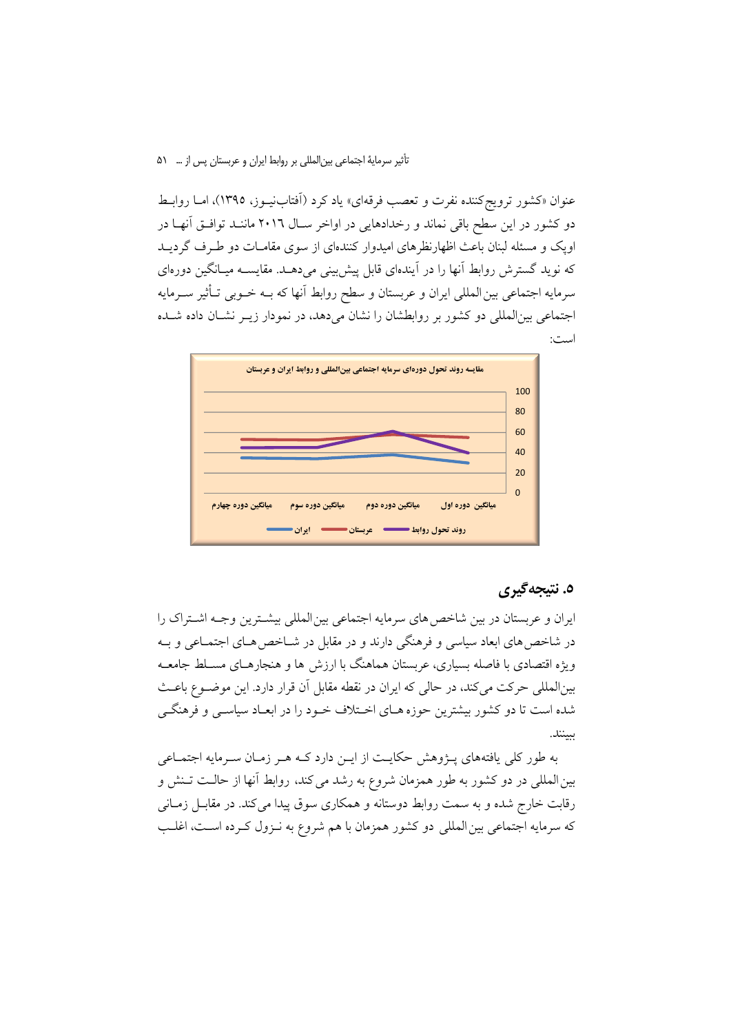عنوان «کشور ترویج‌کننده نفرت و تعصب فرقه‌ای» یاد کرد (آفتاب‌نیوز، ۱۳۹۵)، اما روابط دو کشور در این سطح باقی نماند و رخدادهایی در اواخر سال ۲۰۱۶ مانند توافق آنها در اوپک و مسئله لبنان باعث اظهارنظرهای امیدوار کننده‌ای از سوی مقامات دو طرف گردید که نوید گسترش روابط آنها را در آینده‌ای قابل پیش‌بینی می‌دهد. مقایسه میانگین دوره‌ای سرمایه اجتماعی بین‌المللی ایران و عربستان و سطح روابط آنها که به خوبی تأثیر سرمایه اجتماعی بین‌المللی دو کشور بر روابطشان را نشان می‌دهد، در نمودار زیر نشان داده شده است:

مقایسه روند تحول دوره‌ای سرمایه اجتماعی بین‌المللی و روابط ایران و عربستان

## ۵. نتیجه‌گیری

ایران و عربستان در بین شاخص‌های سرمایه اجتماعی بین‌المللی بیشترین وجه اشتراک را در شاخص‌های ابعاد سیاسی و فرهنگی دارند و در مقابل در شاخص‌های اجتماعی و به ویژه اقتصادی با فاصله بسیاری، عربستان هماهنگ با ارزش ها و هنجارهای مسلط جامعه بین‌المللی حرکت می‌کند، در حالی که ایران در نقطه مقابل آن قرار دارد. این موضوع باعث شده است تا دو کشور بیشترین حوزه‌های اختلاف خود را در ابعاد سیاسی و فرهنگی ببینند.

به طور کلی یافته‌های پژوهش حکایت از این دارد که هر زمان سرمایه اجتماعی بین‌المللی در دو کشور به طور همزمان شروع به رشد می‌کند، روابط آنها از حالت تنش و رقابت خارج شده و به سمت روابط دوستانه و همکاری سوق پیدا می‌کند. در مقابل زمانی که سرمایه اجتماعی بین‌المللی دو کشور همزمان با هم شروع به نزول کرده است، اغلب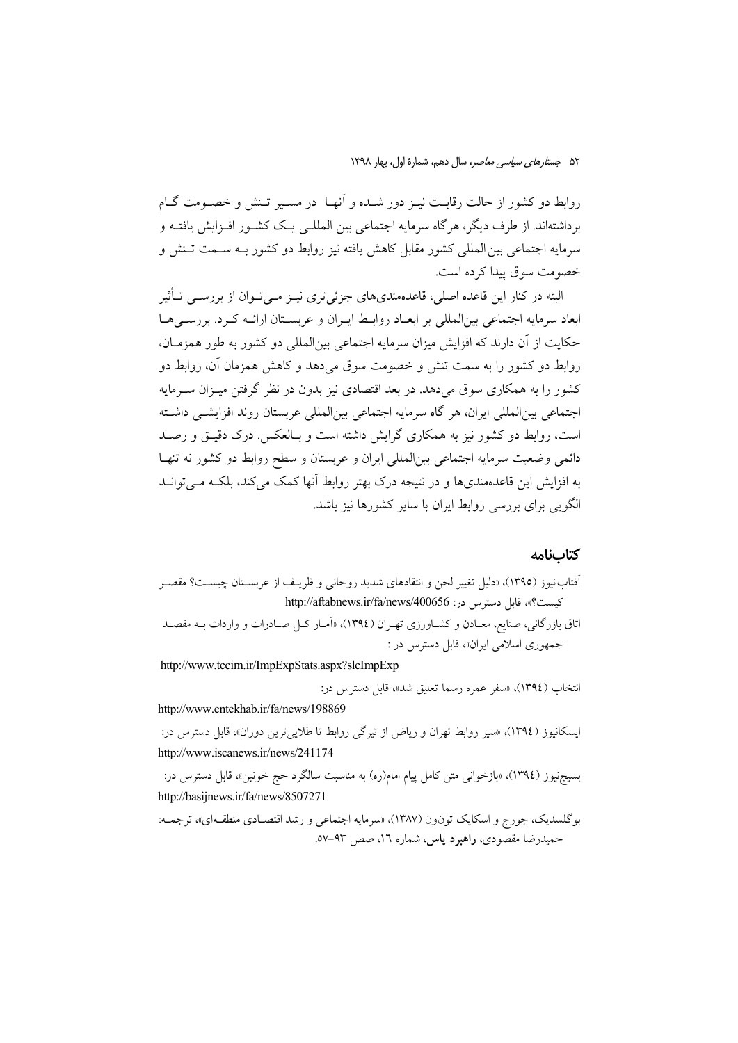روابط دو کشور از حالت رقابت نیز دور شده و آنها در مسیر تنش و خصومت گام برداشته‌اند. از طرف دیگر، هرگاه سرمایه اجتماعی بین المللی یک کشور افزایش یافته و سرمایه اجتماعی بین المللی کشور مقابل کاهش یافته نیز روابط دو کشور به سمت تنش و خصومت سوق پیدا کرده است.

البته در کنار این قاعده اصلی، قاعده‌مندی‌های جزئی‌تری نیز می‌توان از بررسی تأثیر ابعاد سرمایه اجتماعی بین‌المللی بر ابعاد روابط ایران و عربستان ارائه کرد. بررسی‌ها حکایت از آن دارند که افزایش میزان سرمایه اجتماعی بین‌المللی دو کشور به طور همزمان، روابط دو کشور را به سمت تنش و خصومت سوق می‌دهد و کاهش همزمان آن، روابط دو کشور را به همکاری سوق می‌دهد. در بعد اقتصادی نیز بدون در نظر گرفتن میزان سرمایه اجتماعی بین‌المللی ایران، هر گاه سرمایه اجتماعی بین‌المللی عربستان روند افزایشی داشته است، روابط دو کشور نیز به همکاری گرایش داشته است و بالعکس. درک دقیق و رصد دائمی وضعیت سرمایه اجتماعی بین‌المللی ایران و عربستان و سطح روابط دو کشور نه تنها به افزایش این قاعده‌مندی‌ها و در نتیجه درک بهتر روابط آنها کمک می‌کند، بلکه می‌تواند الگویی برای بررسی روابط ایران با سایر کشورها نیز باشد.

## کتاب‌نامه

آفتاب‌نیوز (۱۳۹۵)، «دلیل تغییر لحن و انتقادهای شدید روحانی و ظریف از عربستان چیست؟ مقصر کیست؟»، قابل دسترس در: http://aftabnews.ir/fa/news/400656

اتاق بازرگانی، صنایع، معادن و کشاورزی تهران (۱۳۹٤)، «آمار کل صادرات و واردات به مقصد جمهوری اسلامی ایران»، قابل دسترس در :

http://www.tccim.ir/ImpExpStats.aspx?slcImpExp

انتخاب (۱۳۹٤)، «سفر عمره رسما تعلیق شد»، قابل دسترس در:

http://www.entekhab.ir/fa/news/198869

ایسکانیوز (۱۳۹٤)، «سیر روابط تهران و ریاض از تیرگی روابط تا طلایی‌ترین دوران»، قابل دسترس در: http://www.iscanews.ir/news/241174

بسیج‌نیوز (۱۳۹٤)، «بازخوانی متن کامل پیام امام(ره) به مناسبت سالگرد حج خونین»، قابل دسترس در: http://basijnews.ir/fa/news/8507271

بوگلسدیک، جورج و اسکایک تون‌ون (۱۳۸۷)، «سرمایه اجتماعی و رشد اقتصادی منطقه‌ای»، ترجمه: حمیدرضا مقصودی، **راهبرد یاس**، شماره ۱٦، صص ۹۳-۵۷.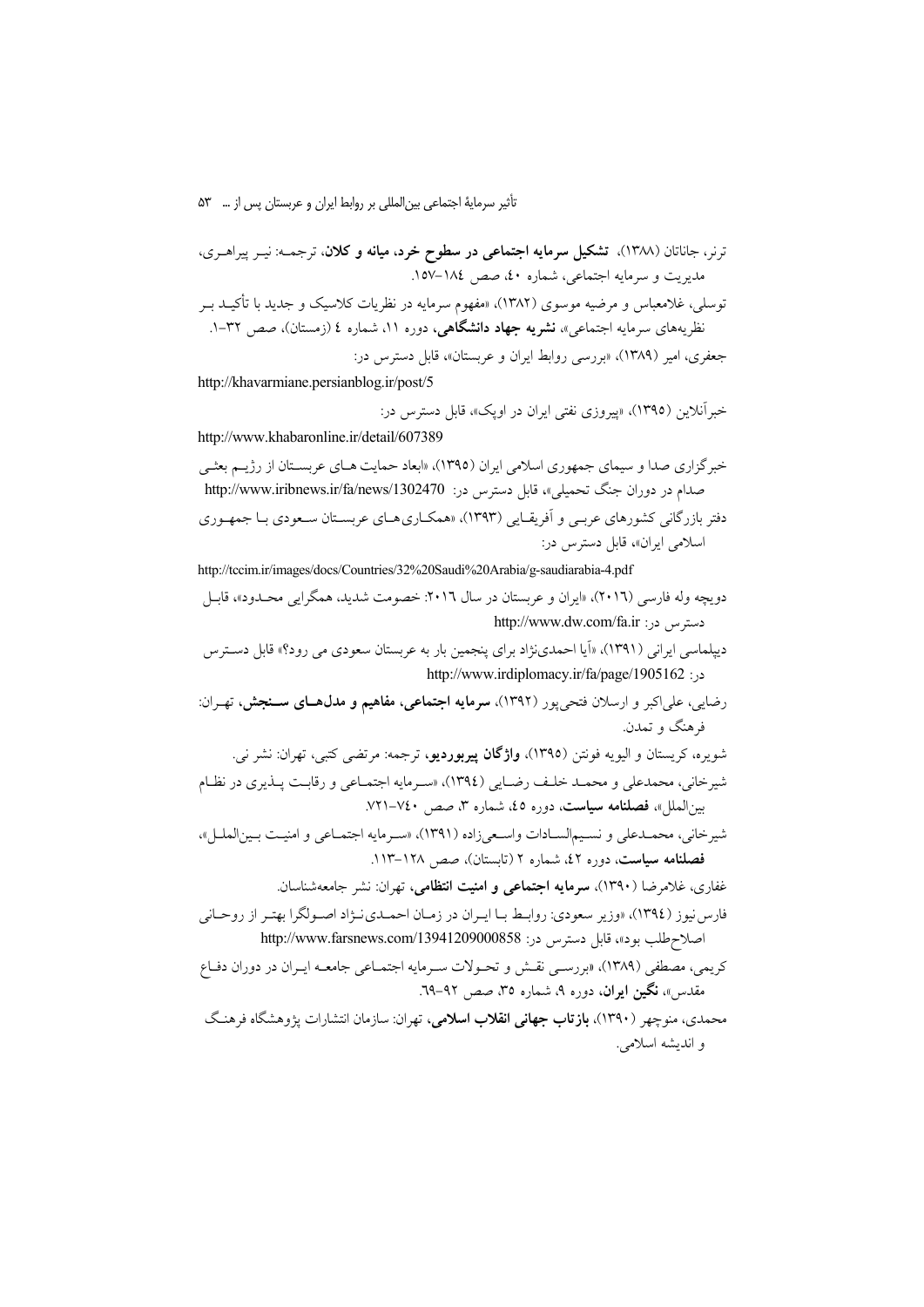ترنر، جاناتان (۱۳۸۸)، **تشکیل سرمایه اجتماعی در سطوح خرد، میانه و کلان**، ترجمه: نیر پیراهری، مدیریت و سرمایه اجتماعی، شماره ٤٠، صص ١٨٤-١٥٧.

توسلی، غلامعباس و مرضیه موسوی (۱۳۸۲)، «مفهوم سرمایه در نظریات کلاسیک و جدید با تأکید بر نظریه‌های سرمایه اجتماعی»، **نشریه جهاد دانشگاهی**، دوره ١١، شماره ٤ (زمستان)، صص ٣٢-١.

جعفری، امیر (۱۳۸۹)، «بررسی روابط ایران و عربستان»، قابل دسترس در:
http://khavarmiane.persianblog.ir/post/5

خبرآنلاین (۱۳۹۵)، «پیروزی نفتی ایران در اوپک»، قابل دسترس در:
http://www.khabaronline.ir/detail/607389

خبرگزاری صدا و سیمای جمهوری اسلامی ایران (۱۳۹۵)، «ابعاد حمایت های عربستان از رژیم بعثی صدام در دوران جنگ تحمیلی»، قابل دسترس در: http://www.iribnews.ir/fa/news/1302470

دفتر بازرگانی کشورهای عربی و آفریقایی (۱۳۹۳)، «همکاری‌های عربستان سعودی با جمهوری اسلامی ایران»، قابل دسترس در:
http://tccim.ir/images/docs/Countries/32%20Saudi%20Arabia/g-saudiarabia-4.pdf

دویچه وله فارسی (٢٠١٦)، «ایران و عربستان در سال ٢٠١٦: خصومت شدید، همگرایی محدود»، قابل دسترس در: http://www.dw.com/fa.ir

دیپلماسی ایرانی (۱۳۹۱)، «آیا احمدی‌نژاد برای پنجمین بار به عربستان سعودی می رود؟» قابل دسترس در: http://www.irdiplomacy.ir/fa/page/1905162

رضایی، علی‌اکبر و ارسلان فتحی‌پور (۱۳۹۲)، **سرمایه اجتماعی، مفاهیم و مدل‌های سنجش**، تهران: فرهنگ و تمدن.

شویره، کریستان و الیویه فونتن (۱۳۹۵)، **واژگان پیربوردیو**، ترجمه: مرتضی کتبی، تهران: نشر نی.

شیرخانی، محمدعلی و محمد خلف رضایی (١٣٩٤)، «سرمایه اجتماعی و رقابت پذیری در نظام بین‌الملل»، **فصلنامه سیاست**، دوره ٤٥، شماره ٣، صص ٧٤٠-٧٢١.

شیرخانی، محمدعلی و نسیم‌السادات واسعی‌زاده (۱۳۹۱)، «سرمایه اجتماعی و امنیت بین‌الملل»، **فصلنامه سیاست**، دوره ٤٢، شماره ٢ (تابستان)، صص ١٢٨-١١٣.

غفاری، غلامرضا (۱۳۹۰)، **سرمایه اجتماعی و امنیت انتظامی**، تهران: نشر جامعه‌شناسان.

فارس نیوز (١٣٩٤)، «وزیر سعودی: روابط با ایران در زمان احمدی‌نژاد اصولگرا بهتر از روحانی اصلاح‌طلب بود»، قابل دسترس در: http://www.farsnews.com/13941209000858

کریمی، مصطفی (۱۳۸۹)، «بررسی نقش و تحولات سرمایه اجتماعی جامعه ایران در دوران دفاع مقدس»، **نگین ایران**، دوره ٩، شماره ٣٥، صص ٩٢-٦٩.

محمدی، منوچهر (۱۳۹۰)، **بازتاب جهانی انقلاب اسلامی**، تهران: سازمان انتشارات پژوهشگاه فرهنگ و اندیشه اسلامی.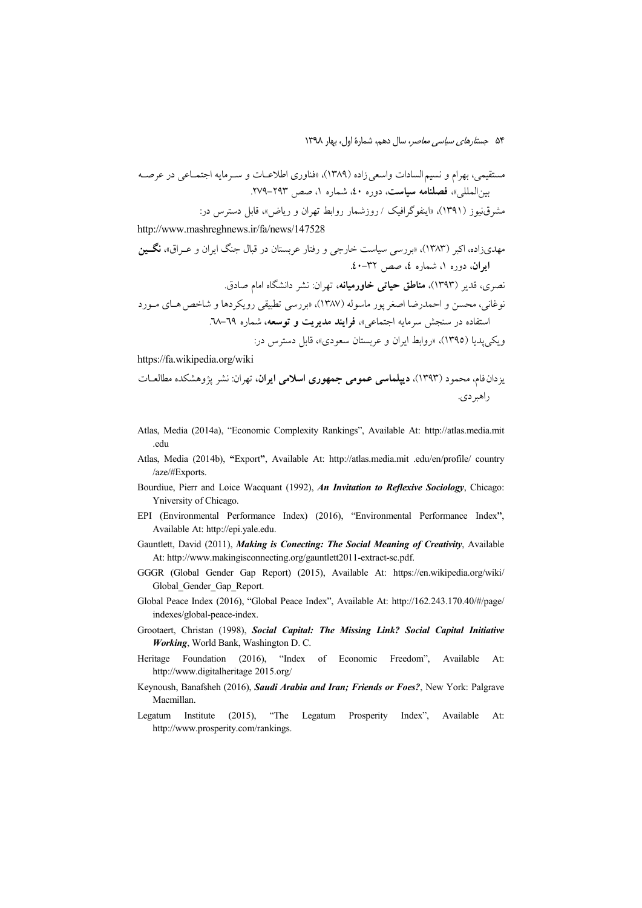مستقیمی، بهرام و نسیم‌السادات واسعی‌زاده (۱۳۸۹)، «فناوری اطلاعات و سرمایه اجتماعی در عرصه بین‌المللی»، **فصلنامه سیاست**، دوره ٤٠، شماره ١، صص ٢٩٣-٢٧٩.

مشرق‌نیوز (۱۳۹۱)، «اینفوگرافیک / روزشمار روابط تهران و ریاض»، قابل دسترس در:

http://www.mashreghnews.ir/fa/news/147528

مهدی‌زاده، اکبر (۱۳۸۳)، «بررسی سیاست خارجی و رفتار عربستان در قبال جنگ ایران و عراق»، **نگین ایران**، دوره ١، شماره ٤، صص ٣٢-٤٠.

نصری، قدیر (۱۳۹۳)، **مناطق حیاتی خاورمیانه**، تهران: نشر دانشگاه امام صادق.

نوغانی، محسن و احمدرضا اصغرپور ماسوله (۱۳۸۷)، «بررسی تطبیقی رویکردها و شاخص‌های مورد استفاده در سنجش سرمایه اجتماعی»، **فرایند مدیریت و توسعه**، شماره ٦٩-٦٨.

ویکی‌پدیا (۱۳۹۵)، «روابط ایران و عربستان سعودی»، قابل دسترس در:

https://fa.wikipedia.org/wiki

یزدان‌فام، محمود (۱۳۹۳)، **دیپلماسی عمومی جمهوری اسلامی ایران**، تهران: نشر پژوهشکده مطالعات راهبردی.

Atlas, Media (2014a), "Economic Complexity Rankings", Available At: http://atlas.media.mit .edu

Atlas, Media (2014b), "Export", Available At: http://atlas.media.mit .edu/en/profile/ country /aze/#Exports.

Bourdiue, Pierr and Loice Wacquant (1992), ***An Invitation to Reflexive Sociology***, Chicago: Yniversity of Chicago.

EPI (Environmental Performance Index) (2016), "Environmental Performance Index", Available At: http://epi.yale.edu.

Gauntlett, David (2011), ***Making is Conecting: The Social Meaning of Creativity***, Available At: http://www.makingisconnecting.org/gauntlett2011-extract-sc.pdf.

GGGR (Global Gender Gap Report) (2015), Available At: https://en.wikipedia.org/wiki/ Global_Gender_Gap_Report.

Global Peace Index (2016), "Global Peace Index", Available At: http://162.243.170.40/#/page/ indexes/global-peace-index.

Grootaert, Christan (1998), ***Social Capital: The Missing Link? Social Capital Initiative Working***, World Bank, Washington D. C.

Heritage Foundation (2016), "Index of Economic Freedom", Available At: http://www.digitalheritage 2015.org/

Keynoush, Banafsheh (2016), ***Saudi Arabia and Iran; Friends or Foes?***, New York: Palgrave Macmillan.

Legatum Institute (2015), "The Legatum Prosperity Index", Available At: http://www.prosperity.com/rankings.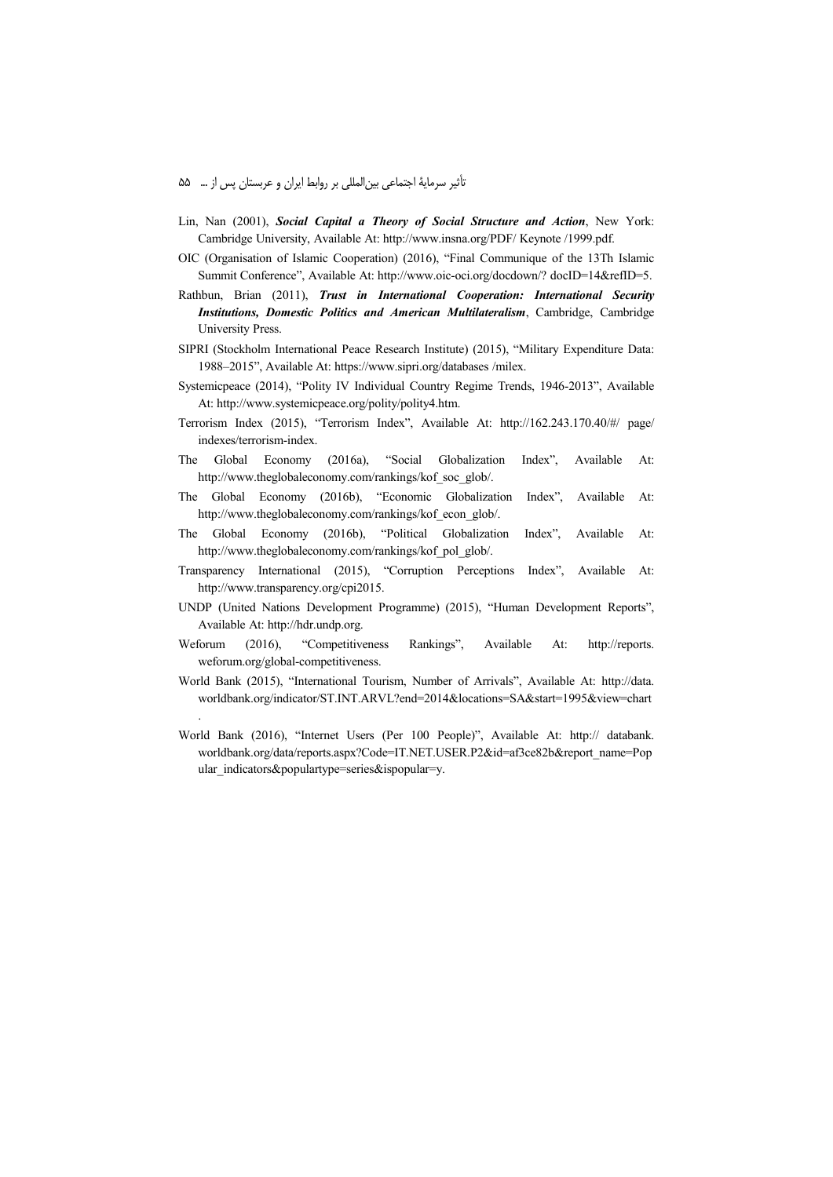Lin, Nan (2001), ***Social Capital a Theory of Social Structure and Action***, New York: Cambridge University, Available At: http://www.insna.org/PDF/ Keynote /1999.pdf.

OIC (Organisation of Islamic Cooperation) (2016), "Final Communique of the 13Th Islamic Summit Conference", Available At: http://www.oic-oci.org/docdown/? docID=14&refID=5.

Rathbun, Brian (2011), ***Trust in International Cooperation: International Security Institutions, Domestic Politics and American Multilateralism***, Cambridge, Cambridge University Press.

SIPRI (Stockholm International Peace Research Institute) (2015), "Military Expenditure Data: 1988–2015", Available At: https://www.sipri.org/databases /milex.

Systemicpeace (2014), "Polity IV Individual Country Regime Trends, 1946-2013", Available At: http://www.systemicpeace.org/polity/polity4.htm.

Terrorism Index (2015), "Terrorism Index", Available At: http://162.243.170.40/#/ page/ indexes/terrorism-index.

The Global Economy (2016a), "Social Globalization Index", Available At: http://www.theglobaleconomy.com/rankings/kof_soc_glob/.

The Global Economy (2016b), "Economic Globalization Index", Available At: http://www.theglobaleconomy.com/rankings/kof_econ_glob/.

The Global Economy (2016b), "Political Globalization Index", Available At: http://www.theglobaleconomy.com/rankings/kof_pol_glob/.

Transparency International (2015), "Corruption Perceptions Index", Available At: http://www.transparency.org/cpi2015.

UNDP (United Nations Development Programme) (2015), "Human Development Reports", Available At: http://hdr.undp.org.

Weforum (2016), "Competitiveness Rankings", Available At: http://reports. weforum.org/global-competitiveness.

World Bank (2015), "International Tourism, Number of Arrivals", Available At: http://data. worldbank.org/indicator/ST.INT.ARVL?end=2014&locations=SA&start=1995&view=chart .

World Bank (2016), "Internet Users (Per 100 People)", Available At: http:// databank. worldbank.org/data/reports.aspx?Code=IT.NET.USER.P2&id=af3ce82b&report_name=Popular_indicators&populartype=series&ispopular=y.